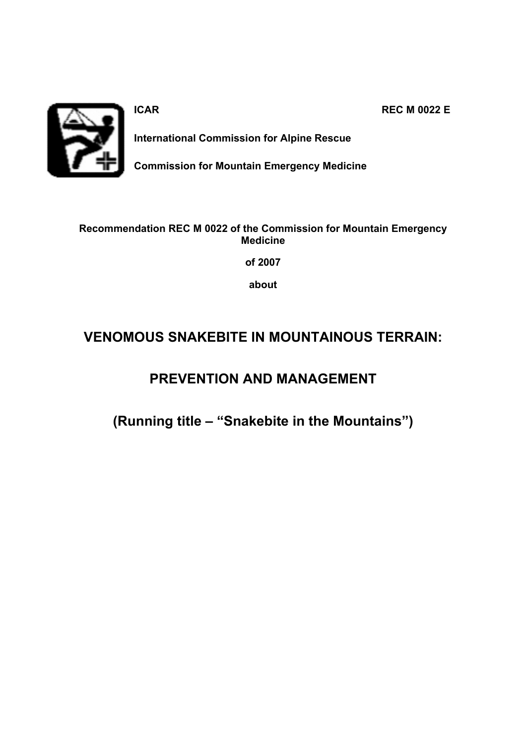**ICAR** **REC M 0022 E**

**International Commission for Alpine Rescue**

**Commission for Mountain Emergency Medicine**

**Recommendation REC M 0022 of the Commission for Mountain Emergency Medicine**

**of 2007**

**about**

# VENOMOUS SNAKEBITE IN MOUNTAINOUS TERRAIN:

# PREVENTION AND MANAGEMENT

# (Running title – "Snakebite in the Mountains")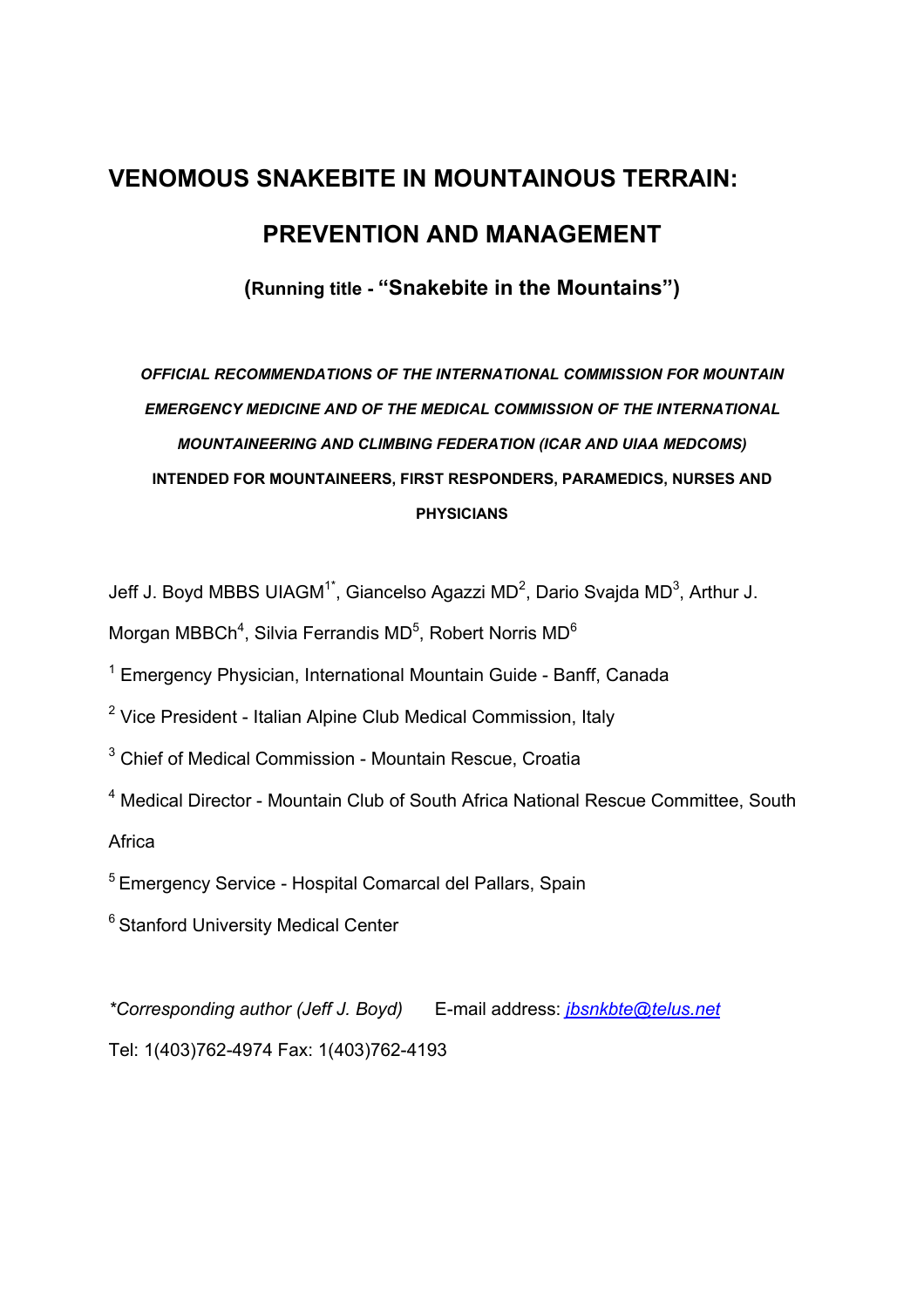# VENOMOUS SNAKEBITE IN MOUNTAINOUS TERRAIN: PREVENTION AND MANAGEMENT

**(Running title - "Snakebite in the Mountains")**

***OFFICIAL RECOMMENDATIONS OF THE INTERNATIONAL COMMISSION FOR MOUNTAIN EMERGENCY MEDICINE AND OF THE MEDICAL COMMISSION OF THE INTERNATIONAL MOUNTAINEERING AND CLIMBING FEDERATION (ICAR AND UIAA MEDCOMS)***

**INTENDED FOR MOUNTAINEERS, FIRST RESPONDERS, PARAMEDICS, NURSES AND PHYSICIANS**

Jeff J. Boyd MBBS UIAGM[1*], Giancelso Agazzi MD[2], Dario Svajda MD[3], Arthur J. Morgan MBBCh[4], Silvia Ferrandis MD[5], Robert Norris MD[6]

[1] Emergency Physician, International Mountain Guide - Banff, Canada

[2] Vice President - Italian Alpine Club Medical Commission, Italy

[3] Chief of Medical Commission - Mountain Rescue, Croatia

[4] Medical Director - Mountain Club of South Africa National Rescue Committee, South Africa

[5] Emergency Service - Hospital Comarcal del Pallars, Spain

[6] Stanford University Medical Center

*\*Corresponding author (Jeff J. Boyd)* E-mail address: jbsnkbte@telus.net

Tel: 1(403)762-4974 Fax: 1(403)762-4193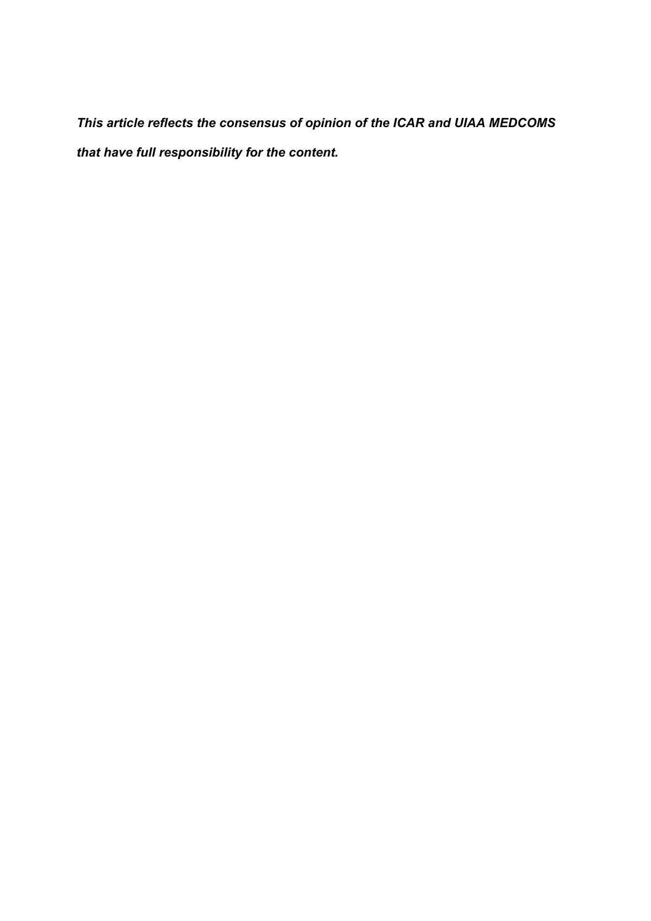***This article reflects the consensus of opinion of the ICAR and UIAA MEDCOMS that have full responsibility for the content.***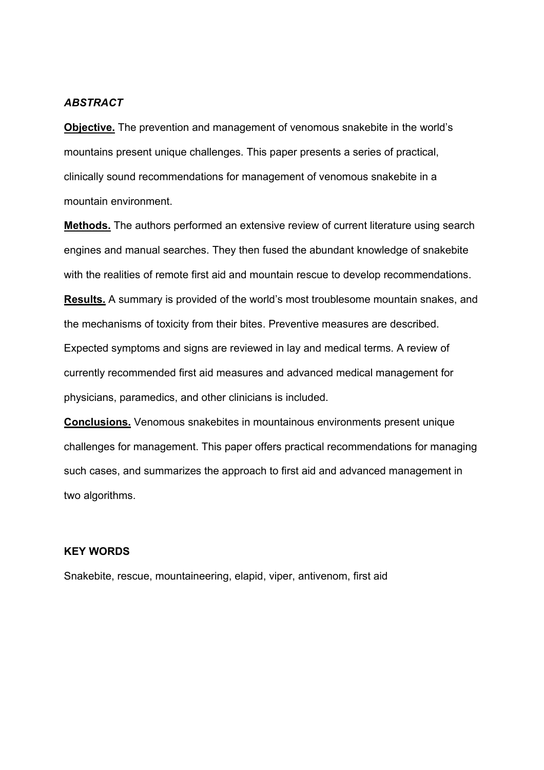***ABSTRACT***

**Objective.** The prevention and management of venomous snakebite in the world's mountains present unique challenges. This paper presents a series of practical, clinically sound recommendations for management of venomous snakebite in a mountain environment.

**Methods.** The authors performed an extensive review of current literature using search engines and manual searches. They then fused the abundant knowledge of snakebite with the realities of remote first aid and mountain rescue to develop recommendations.

**Results.** A summary is provided of the world's most troublesome mountain snakes, and the mechanisms of toxicity from their bites. Preventive measures are described. Expected symptoms and signs are reviewed in lay and medical terms. A review of currently recommended first aid measures and advanced medical management for physicians, paramedics, and other clinicians is included.

**Conclusions.** Venomous snakebites in mountainous environments present unique challenges for management. This paper offers practical recommendations for managing such cases, and summarizes the approach to first aid and advanced management in two algorithms.

**KEY WORDS**

Snakebite, rescue, mountaineering, elapid, viper, antivenom, first aid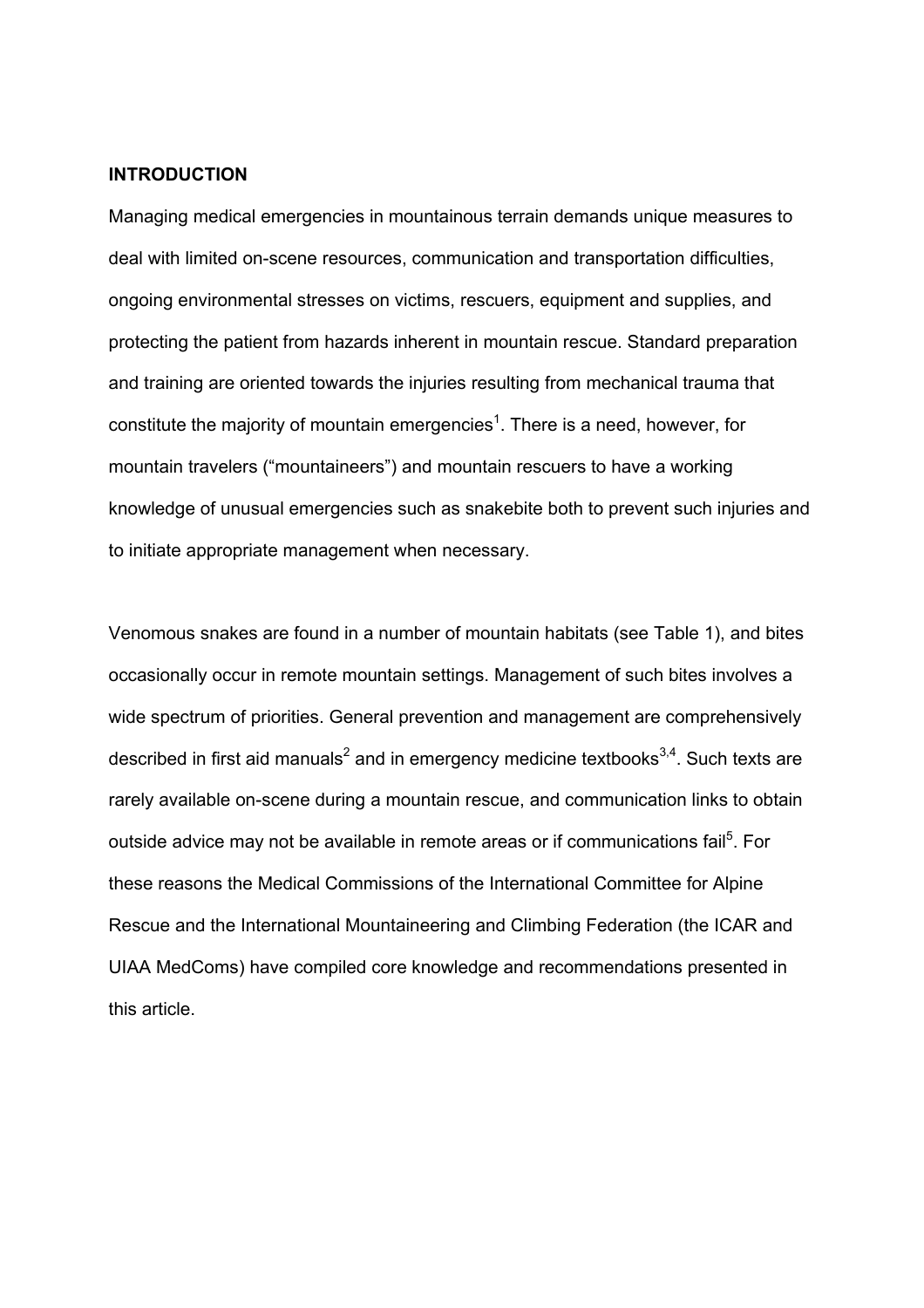## INTRODUCTION

Managing medical emergencies in mountainous terrain demands unique measures to deal with limited on-scene resources, communication and transportation difficulties, ongoing environmental stresses on victims, rescuers, equipment and supplies, and protecting the patient from hazards inherent in mountain rescue. Standard preparation and training are oriented towards the injuries resulting from mechanical trauma that constitute the majority of mountain emergencies[1]. There is a need, however, for mountain travelers ("mountaineers") and mountain rescuers to have a working knowledge of unusual emergencies such as snakebite both to prevent such injuries and to initiate appropriate management when necessary.

Venomous snakes are found in a number of mountain habitats (see Table 1), and bites occasionally occur in remote mountain settings. Management of such bites involves a wide spectrum of priorities. General prevention and management are comprehensively described in first aid manuals[2] and in emergency medicine textbooks[3,4]. Such texts are rarely available on-scene during a mountain rescue, and communication links to obtain outside advice may not be available in remote areas or if communications fail[5]. For these reasons the Medical Commissions of the International Committee for Alpine Rescue and the International Mountaineering and Climbing Federation (the ICAR and UIAA MedComs) have compiled core knowledge and recommendations presented in this article.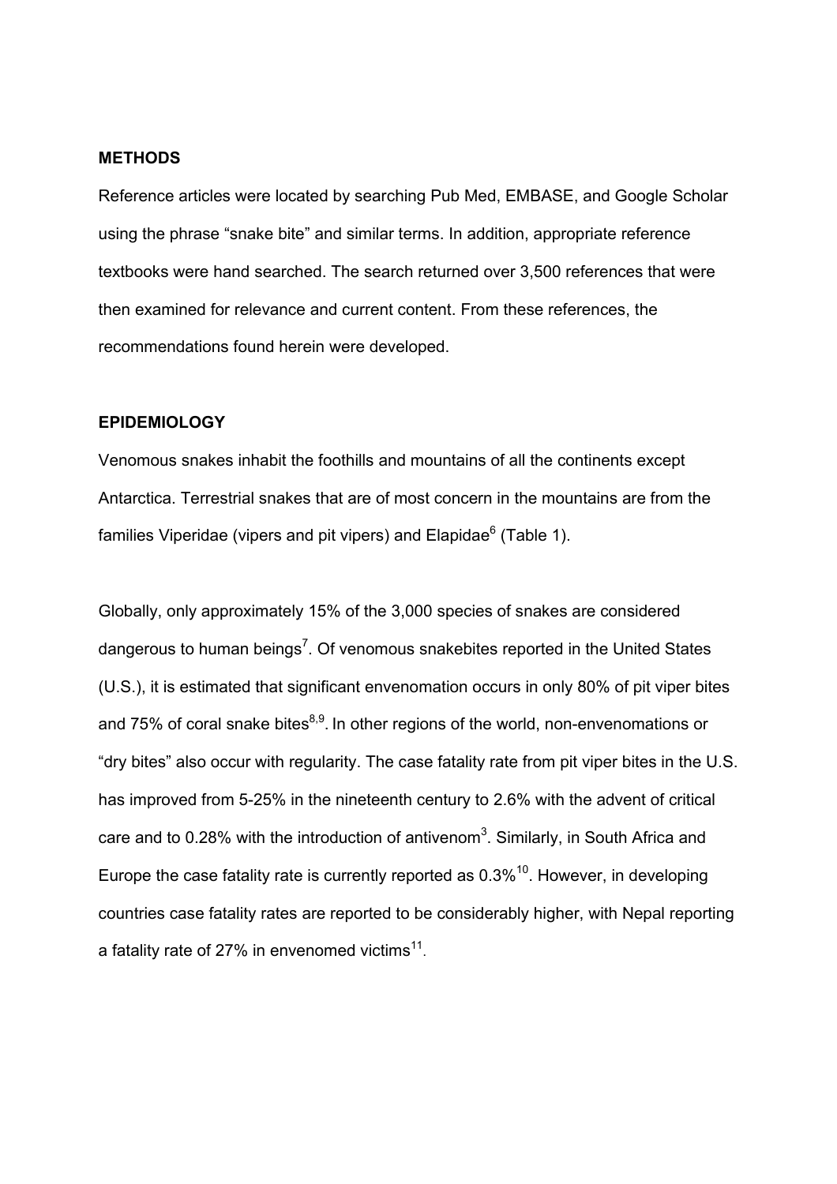## METHODS

Reference articles were located by searching Pub Med, EMBASE, and Google Scholar using the phrase "snake bite" and similar terms. In addition, appropriate reference textbooks were hand searched. The search returned over 3,500 references that were then examined for relevance and current content. From these references, the recommendations found herein were developed.

## EPIDEMIOLOGY

Venomous snakes inhabit the foothills and mountains of all the continents except Antarctica. Terrestrial snakes that are of most concern in the mountains are from the families Viperidae (vipers and pit vipers) and Elapidae[6] (Table 1).

Globally, only approximately 15% of the 3,000 species of snakes are considered dangerous to human beings[7]. Of venomous snakebites reported in the United States (U.S.), it is estimated that significant envenomation occurs in only 80% of pit viper bites and 75% of coral snake bites[8,9]. In other regions of the world, non-envenomations or "dry bites" also occur with regularity. The case fatality rate from pit viper bites in the U.S. has improved from 5-25% in the nineteenth century to 2.6% with the advent of critical care and to 0.28% with the introduction of antivenom[3]. Similarly, in South Africa and Europe the case fatality rate is currently reported as 0.3%[10]. However, in developing countries case fatality rates are reported to be considerably higher, with Nepal reporting a fatality rate of 27% in envenomed victims[11].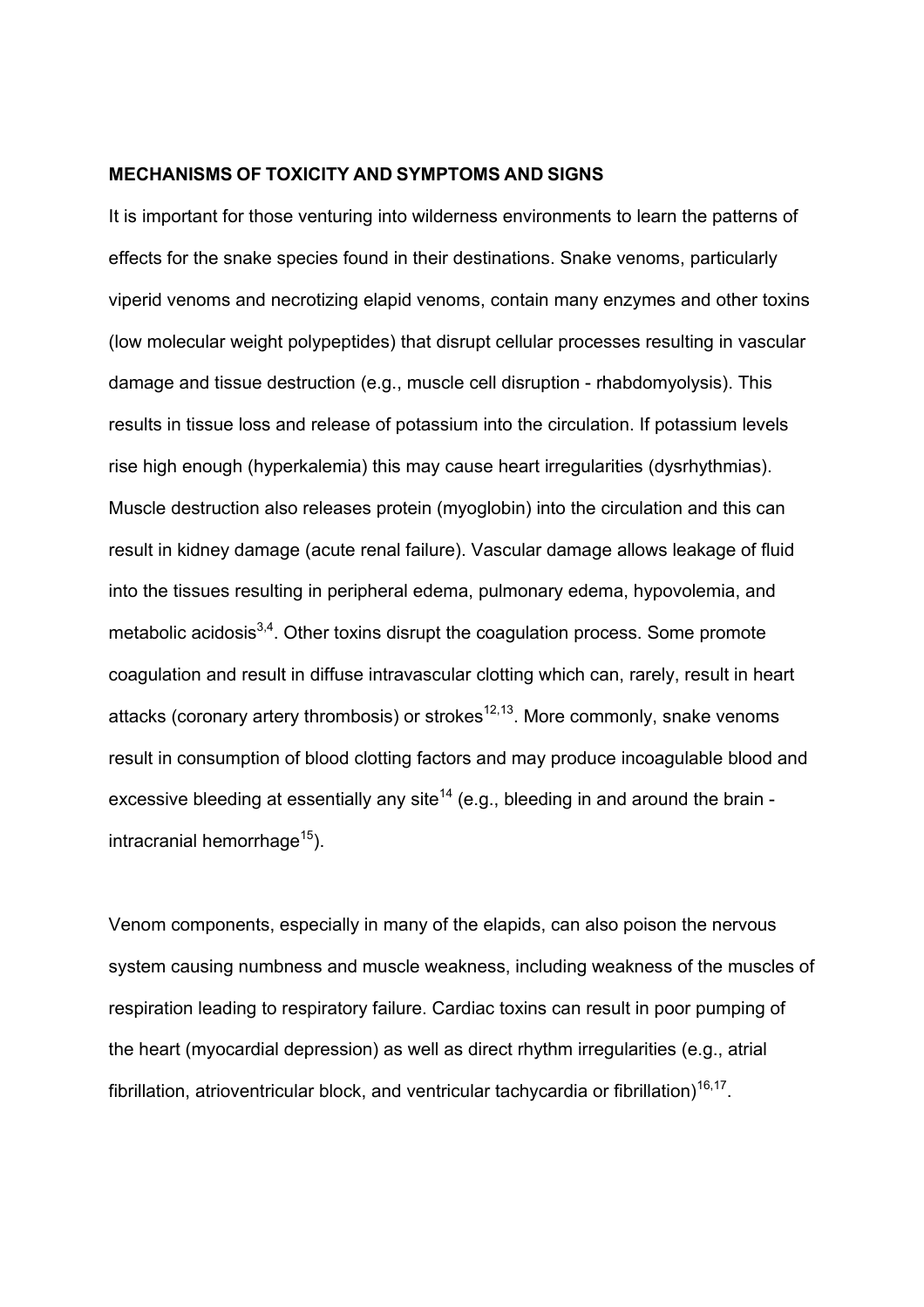**MECHANISMS OF TOXICITY AND SYMPTOMS AND SIGNS**

It is important for those venturing into wilderness environments to learn the patterns of effects for the snake species found in their destinations. Snake venoms, particularly viperid venoms and necrotizing elapid venoms, contain many enzymes and other toxins (low molecular weight polypeptides) that disrupt cellular processes resulting in vascular damage and tissue destruction (e.g., muscle cell disruption - rhabdomyolysis). This results in tissue loss and release of potassium into the circulation. If potassium levels rise high enough (hyperkalemia) this may cause heart irregularities (dysrhythmias). Muscle destruction also releases protein (myoglobin) into the circulation and this can result in kidney damage (acute renal failure). Vascular damage allows leakage of fluid into the tissues resulting in peripheral edema, pulmonary edema, hypovolemia, and metabolic acidosis[3,4]. Other toxins disrupt the coagulation process. Some promote coagulation and result in diffuse intravascular clotting which can, rarely, result in heart attacks (coronary artery thrombosis) or strokes[12,13]. More commonly, snake venoms result in consumption of blood clotting factors and may produce incoagulable blood and excessive bleeding at essentially any site[14] (e.g., bleeding in and around the brain - intracranial hemorrhage[15]).

Venom components, especially in many of the elapids, can also poison the nervous system causing numbness and muscle weakness, including weakness of the muscles of respiration leading to respiratory failure. Cardiac toxins can result in poor pumping of the heart (myocardial depression) as well as direct rhythm irregularities (e.g., atrial fibrillation, atrioventricular block, and ventricular tachycardia or fibrillation)[16,17].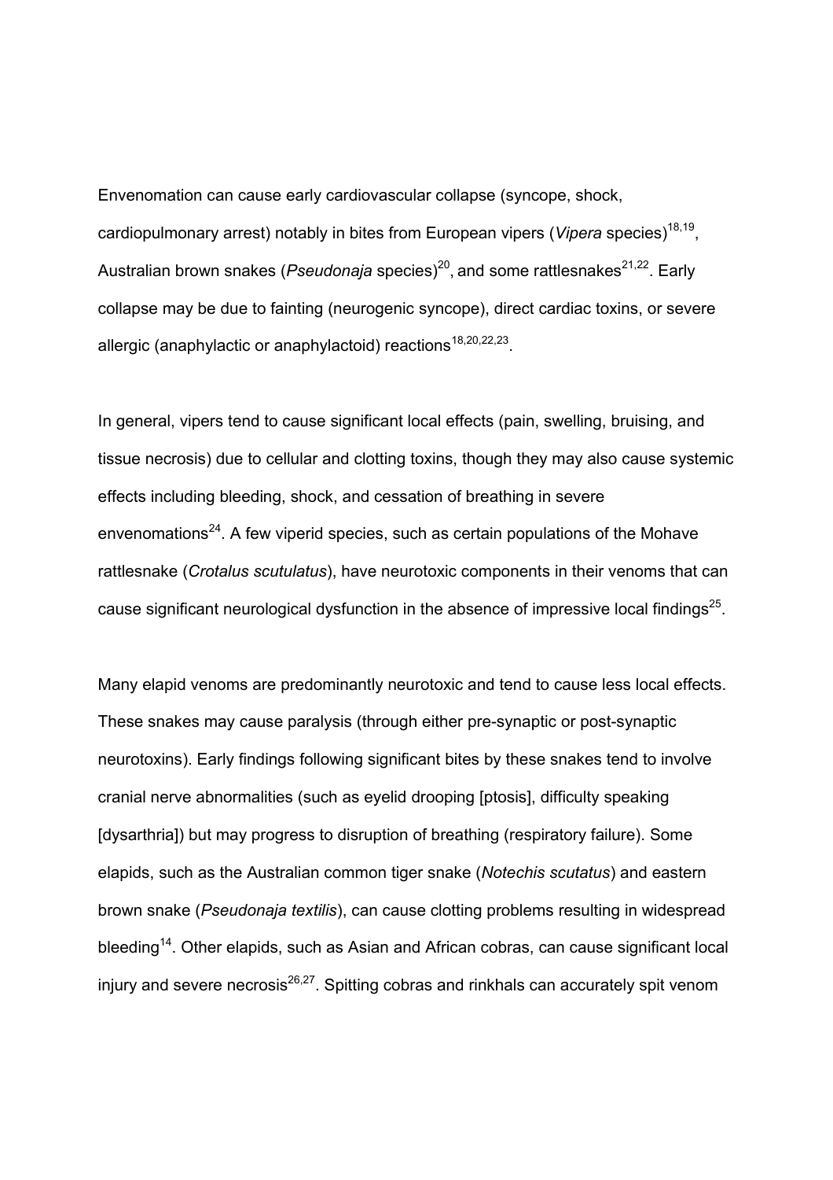Envenomation can cause early cardiovascular collapse (syncope, shock, cardiopulmonary arrest) notably in bites from European vipers (*Vipera* species)[18,19], Australian brown snakes (*Pseudonaja* species)[20], and some rattlesnakes[21,22]. Early collapse may be due to fainting (neurogenic syncope), direct cardiac toxins, or severe allergic (anaphylactic or anaphylactoid) reactions[18,20,22,23].

In general, vipers tend to cause significant local effects (pain, swelling, bruising, and tissue necrosis) due to cellular and clotting toxins, though they may also cause systemic effects including bleeding, shock, and cessation of breathing in severe envenomations[24]. A few viperid species, such as certain populations of the Mohave rattlesnake (*Crotalus scutulatus*), have neurotoxic components in their venoms that can cause significant neurological dysfunction in the absence of impressive local findings[25].

Many elapid venoms are predominantly neurotoxic and tend to cause less local effects. These snakes may cause paralysis (through either pre-synaptic or post-synaptic neurotoxins). Early findings following significant bites by these snakes tend to involve cranial nerve abnormalities (such as eyelid drooping [ptosis], difficulty speaking [dysarthria]) but may progress to disruption of breathing (respiratory failure). Some elapids, such as the Australian common tiger snake (*Notechis scutatus*) and eastern brown snake (*Pseudonaja textilis*), can cause clotting problems resulting in widespread bleeding[14]. Other elapids, such as Asian and African cobras, can cause significant local injury and severe necrosis[26,27]. Spitting cobras and rinkhals can accurately spit venom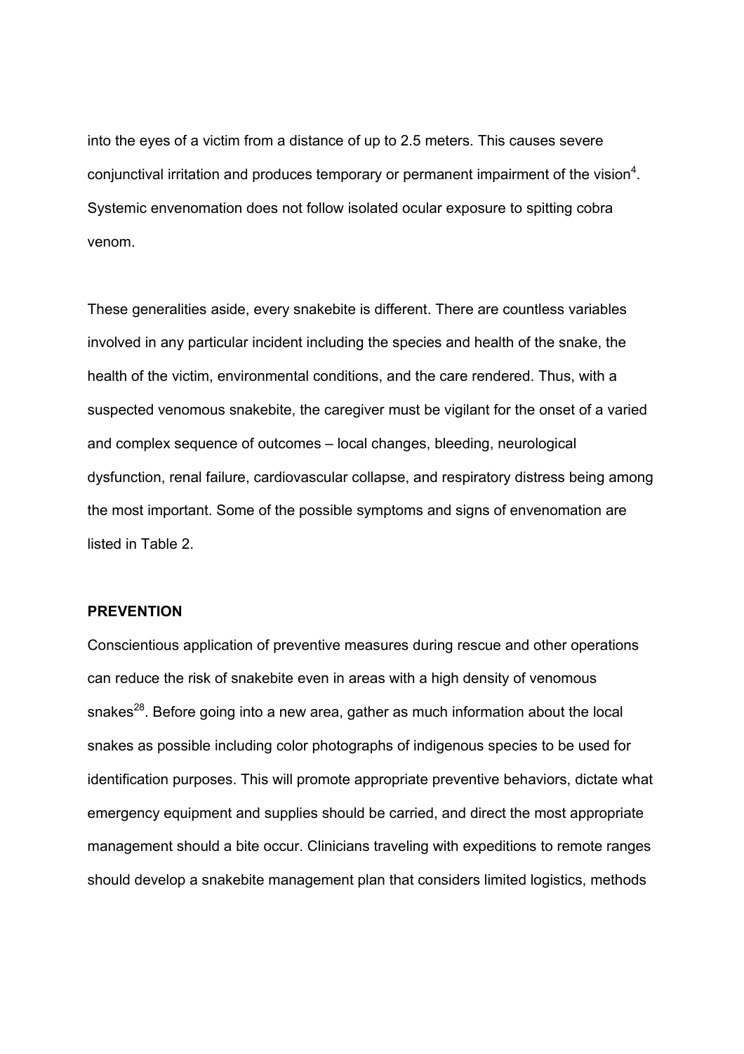into the eyes of a victim from a distance of up to 2.5 meters. This causes severe conjunctival irritation and produces temporary or permanent impairment of the vision[4]. Systemic envenomation does not follow isolated ocular exposure to spitting cobra venom.

These generalities aside, every snakebite is different. There are countless variables involved in any particular incident including the species and health of the snake, the health of the victim, environmental conditions, and the care rendered. Thus, with a suspected venomous snakebite, the caregiver must be vigilant for the onset of a varied and complex sequence of outcomes – local changes, bleeding, neurological dysfunction, renal failure, cardiovascular collapse, and respiratory distress being among the most important. Some of the possible symptoms and signs of envenomation are listed in Table 2.

## PREVENTION

Conscientious application of preventive measures during rescue and other operations can reduce the risk of snakebite even in areas with a high density of venomous snakes[28]. Before going into a new area, gather as much information about the local snakes as possible including color photographs of indigenous species to be used for identification purposes. This will promote appropriate preventive behaviors, dictate what emergency equipment and supplies should be carried, and direct the most appropriate management should a bite occur. Clinicians traveling with expeditions to remote ranges should develop a snakebite management plan that considers limited logistics, methods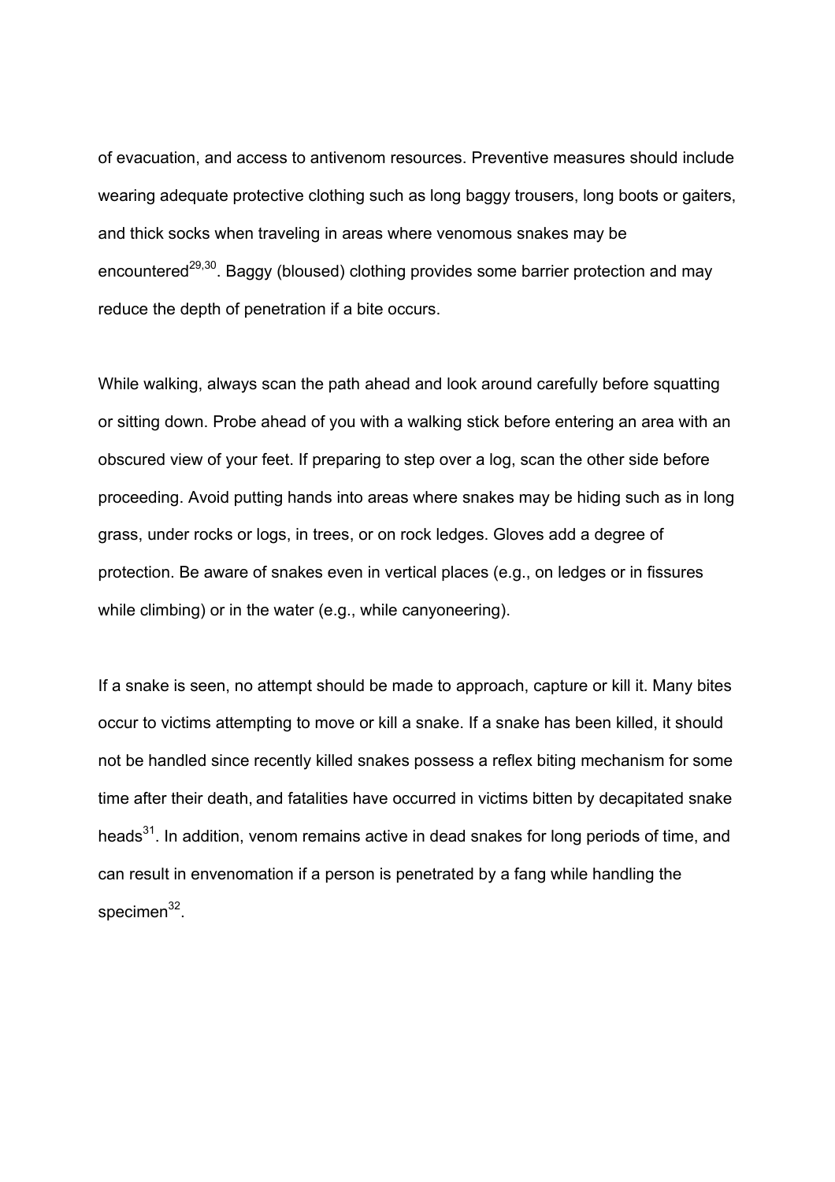of evacuation, and access to antivenom resources. Preventive measures should include wearing adequate protective clothing such as long baggy trousers, long boots or gaiters, and thick socks when traveling in areas where venomous snakes may be encountered[29,30]. Baggy (bloused) clothing provides some barrier protection and may reduce the depth of penetration if a bite occurs.

While walking, always scan the path ahead and look around carefully before squatting or sitting down. Probe ahead of you with a walking stick before entering an area with an obscured view of your feet. If preparing to step over a log, scan the other side before proceeding. Avoid putting hands into areas where snakes may be hiding such as in long grass, under rocks or logs, in trees, or on rock ledges. Gloves add a degree of protection. Be aware of snakes even in vertical places (e.g., on ledges or in fissures while climbing) or in the water (e.g., while canyoneering).

If a snake is seen, no attempt should be made to approach, capture or kill it. Many bites occur to victims attempting to move or kill a snake. If a snake has been killed, it should not be handled since recently killed snakes possess a reflex biting mechanism for some time after their death, and fatalities have occurred in victims bitten by decapitated snake heads[31]. In addition, venom remains active in dead snakes for long periods of time, and can result in envenomation if a person is penetrated by a fang while handling the specimen[32].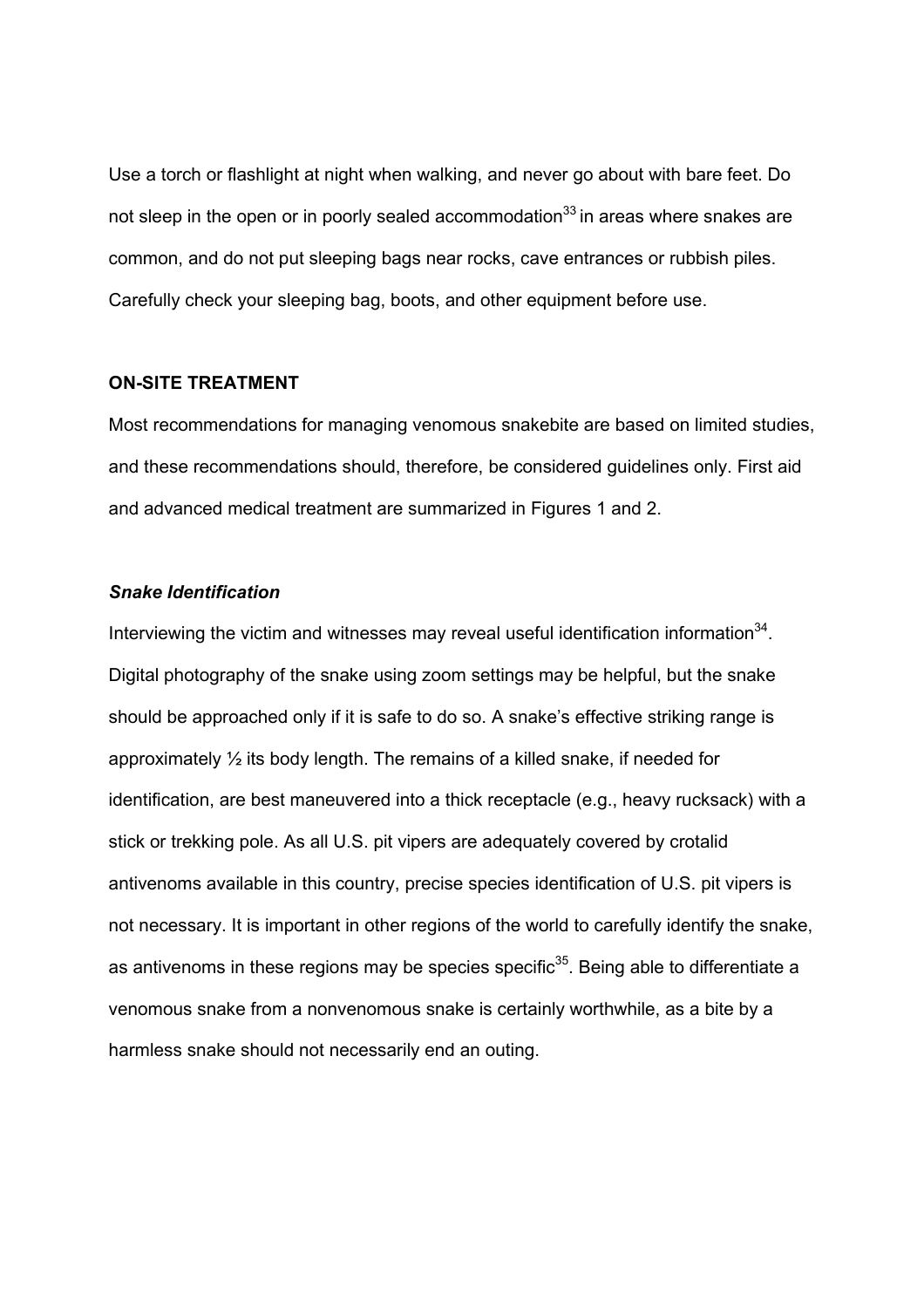Use a torch or flashlight at night when walking, and never go about with bare feet. Do not sleep in the open or in poorly sealed accommodation[33] in areas where snakes are common, and do not put sleeping bags near rocks, cave entrances or rubbish piles. Carefully check your sleeping bag, boots, and other equipment before use.

## ON-SITE TREATMENT

Most recommendations for managing venomous snakebite are based on limited studies, and these recommendations should, therefore, be considered guidelines only. First aid and advanced medical treatment are summarized in Figures 1 and 2.

### *Snake Identification*

Interviewing the victim and witnesses may reveal useful identification information[34]. Digital photography of the snake using zoom settings may be helpful, but the snake should be approached only if it is safe to do so. A snake's effective striking range is approximately ½ its body length. The remains of a killed snake, if needed for identification, are best maneuvered into a thick receptacle (e.g., heavy rucksack) with a stick or trekking pole. As all U.S. pit vipers are adequately covered by crotalid antivenoms available in this country, precise species identification of U.S. pit vipers is not necessary. It is important in other regions of the world to carefully identify the snake, as antivenoms in these regions may be species specific[35]. Being able to differentiate a venomous snake from a nonvenomous snake is certainly worthwhile, as a bite by a harmless snake should not necessarily end an outing.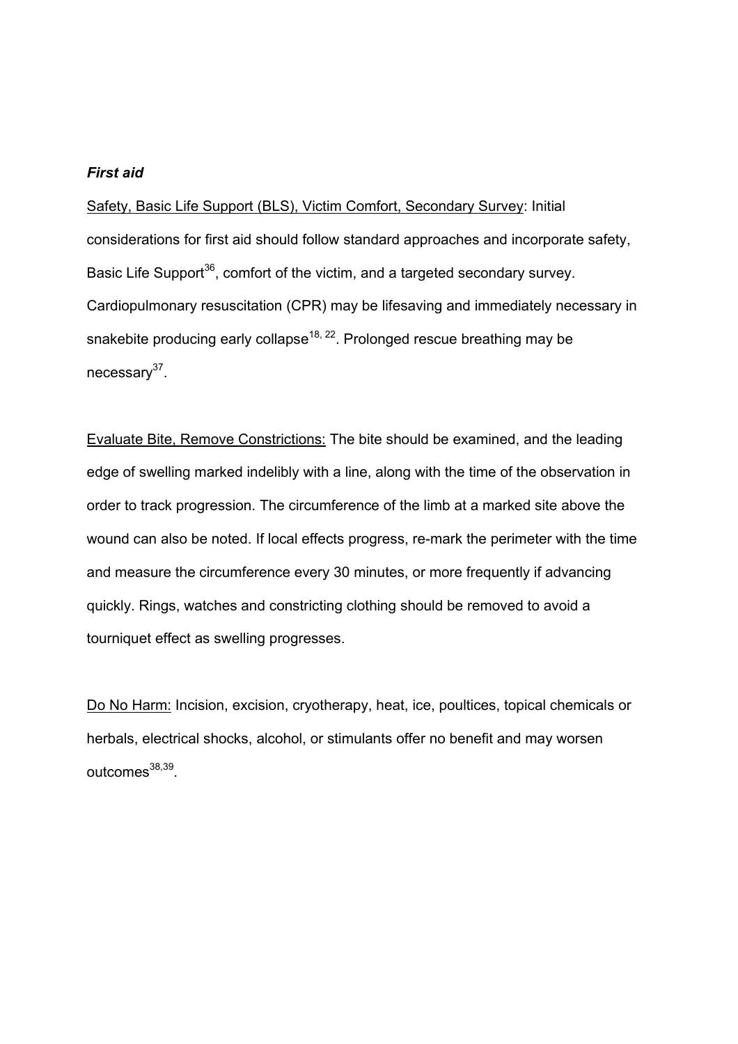### *First aid*

Safety, Basic Life Support (BLS), Victim Comfort, Secondary Survey: Initial considerations for first aid should follow standard approaches and incorporate safety, Basic Life Support[36], comfort of the victim, and a targeted secondary survey. Cardiopulmonary resuscitation (CPR) may be lifesaving and immediately necessary in snakebite producing early collapse[18, 22]. Prolonged rescue breathing may be necessary[37].

Evaluate Bite, Remove Constrictions: The bite should be examined, and the leading edge of swelling marked indelibly with a line, along with the time of the observation in order to track progression. The circumference of the limb at a marked site above the wound can also be noted. If local effects progress, re-mark the perimeter with the time and measure the circumference every 30 minutes, or more frequently if advancing quickly. Rings, watches and constricting clothing should be removed to avoid a tourniquet effect as swelling progresses.

Do No Harm: Incision, excision, cryotherapy, heat, ice, poultices, topical chemicals or herbals, electrical shocks, alcohol, or stimulants offer no benefit and may worsen outcomes[38,39].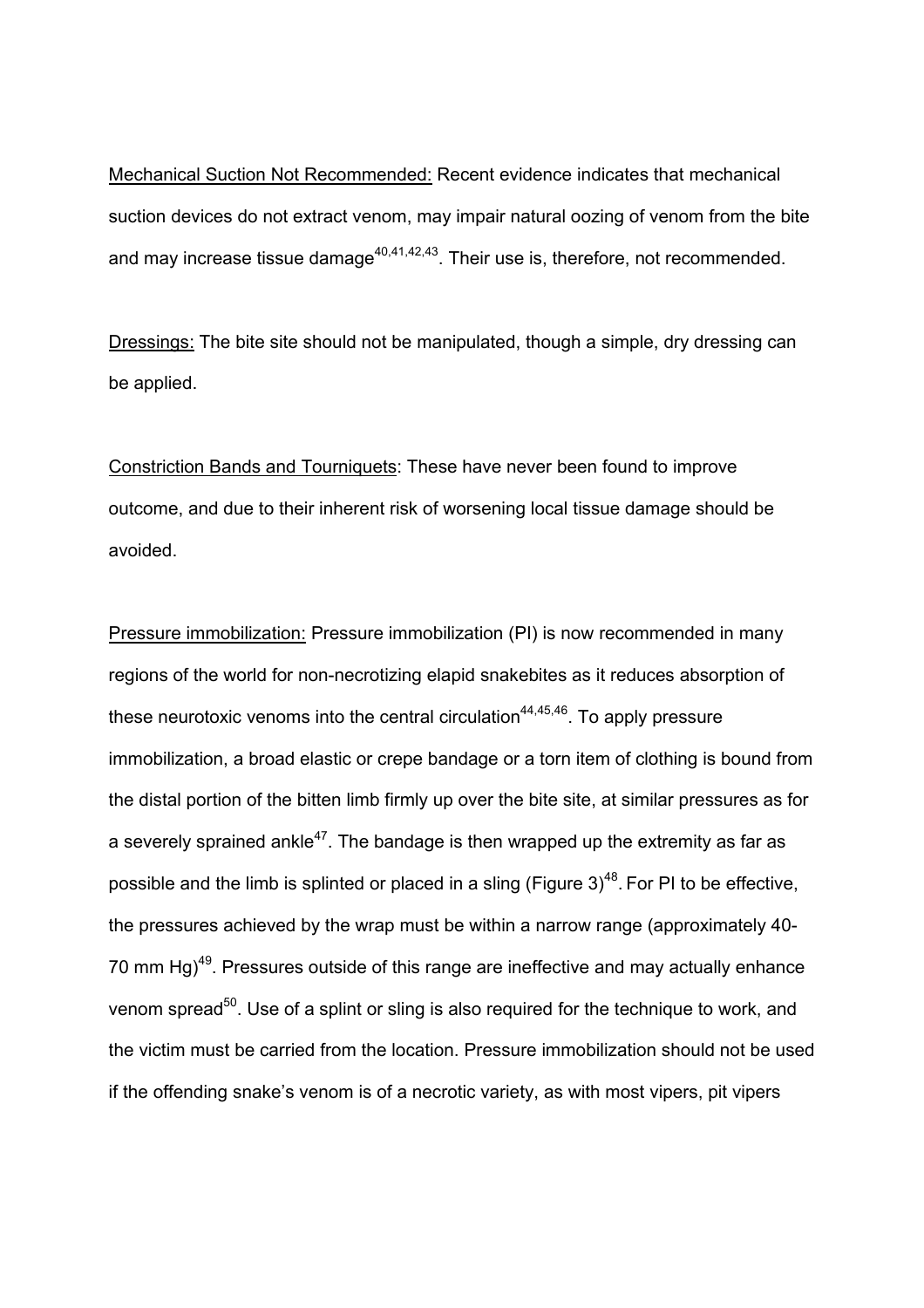<u>Mechanical Suction Not Recommended:</u> Recent evidence indicates that mechanical suction devices do not extract venom, may impair natural oozing of venom from the bite and may increase tissue damage[40,41,42,43]. Their use is, therefore, not recommended.

<u>Dressings:</u> The bite site should not be manipulated, though a simple, dry dressing can be applied.

<u>Constriction Bands and Tourniquets</u>: These have never been found to improve outcome, and due to their inherent risk of worsening local tissue damage should be avoided.

<u>Pressure immobilization:</u> Pressure immobilization (PI) is now recommended in many regions of the world for non-necrotizing elapid snakebites as it reduces absorption of these neurotoxic venoms into the central circulation[44,45,46]. To apply pressure immobilization, a broad elastic or crepe bandage or a torn item of clothing is bound from the distal portion of the bitten limb firmly up over the bite site, at similar pressures as for a severely sprained ankle[47]. The bandage is then wrapped up the extremity as far as possible and the limb is splinted or placed in a sling (Figure 3)[48]. For PI to be effective, the pressures achieved by the wrap must be within a narrow range (approximately 40-70 mm Hg)[49]. Pressures outside of this range are ineffective and may actually enhance venom spread[50]. Use of a splint or sling is also required for the technique to work, and the victim must be carried from the location. Pressure immobilization should not be used if the offending snake's venom is of a necrotic variety, as with most vipers, pit vipers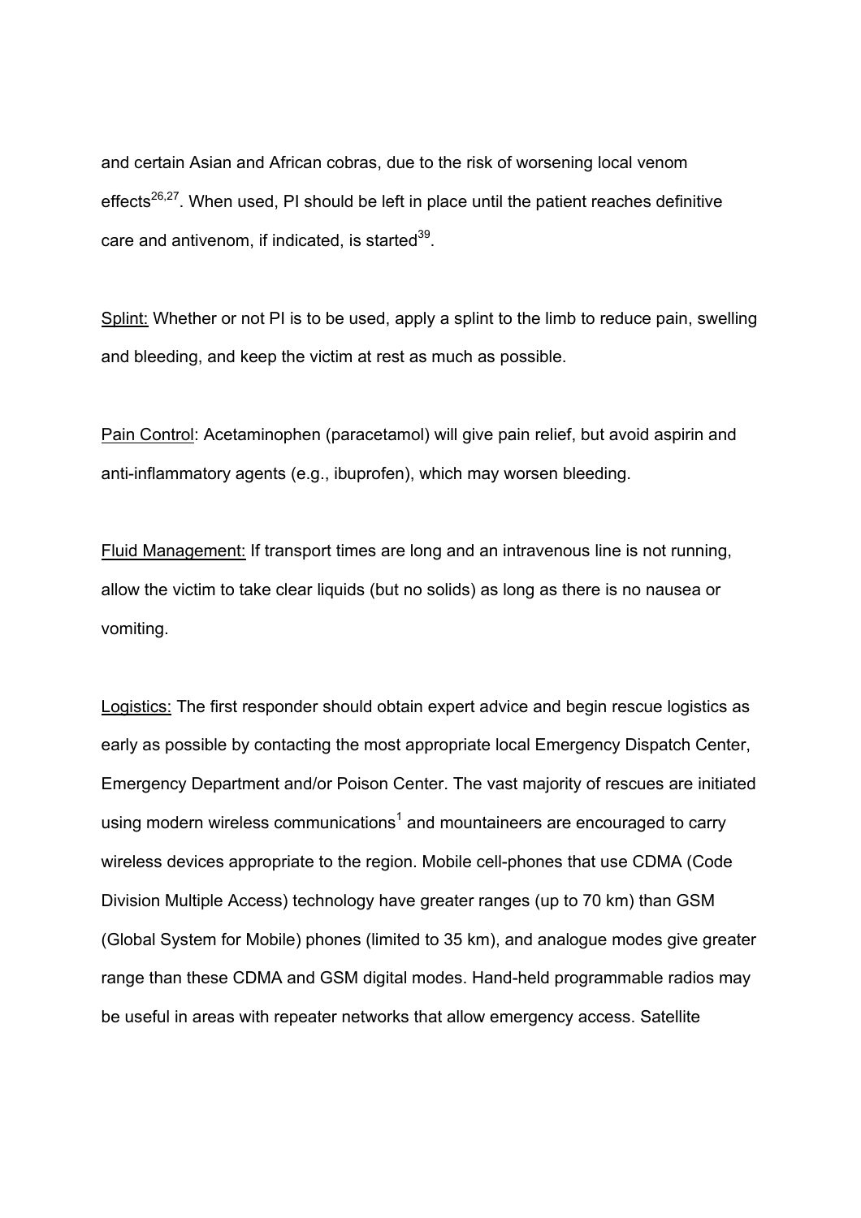and certain Asian and African cobras, due to the risk of worsening local venom effects[26,27]. When used, PI should be left in place until the patient reaches definitive care and antivenom, if indicated, is started[39].

Splint: Whether or not PI is to be used, apply a splint to the limb to reduce pain, swelling and bleeding, and keep the victim at rest as much as possible.

Pain Control: Acetaminophen (paracetamol) will give pain relief, but avoid aspirin and anti-inflammatory agents (e.g., ibuprofen), which may worsen bleeding.

Fluid Management: If transport times are long and an intravenous line is not running, allow the victim to take clear liquids (but no solids) as long as there is no nausea or vomiting.

Logistics: The first responder should obtain expert advice and begin rescue logistics as early as possible by contacting the most appropriate local Emergency Dispatch Center, Emergency Department and/or Poison Center. The vast majority of rescues are initiated using modern wireless communications[1] and mountaineers are encouraged to carry wireless devices appropriate to the region. Mobile cell-phones that use CDMA (Code Division Multiple Access) technology have greater ranges (up to 70 km) than GSM (Global System for Mobile) phones (limited to 35 km), and analogue modes give greater range than these CDMA and GSM digital modes. Hand-held programmable radios may be useful in areas with repeater networks that allow emergency access. Satellite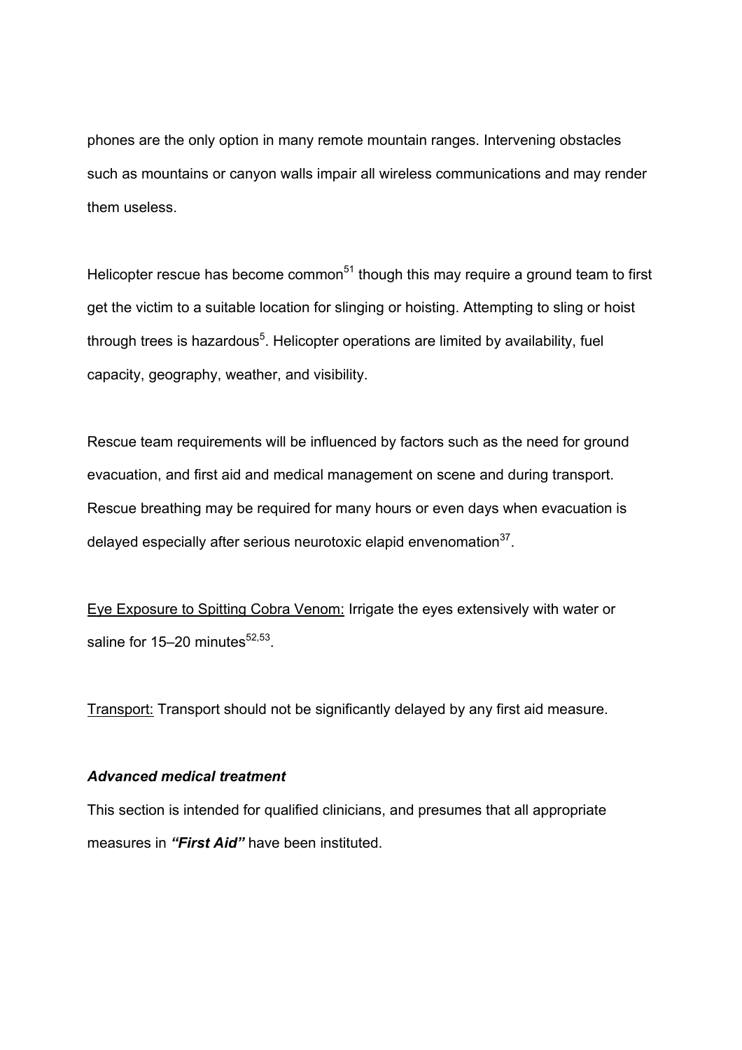phones are the only option in many remote mountain ranges. Intervening obstacles such as mountains or canyon walls impair all wireless communications and may render them useless.

Helicopter rescue has become common[51] though this may require a ground team to first get the victim to a suitable location for slinging or hoisting. Attempting to sling or hoist through trees is hazardous[5]. Helicopter operations are limited by availability, fuel capacity, geography, weather, and visibility.

Rescue team requirements will be influenced by factors such as the need for ground evacuation, and first aid and medical management on scene and during transport. Rescue breathing may be required for many hours or even days when evacuation is delayed especially after serious neurotoxic elapid envenomation[37].

Eye Exposure to Spitting Cobra Venom: Irrigate the eyes extensively with water or saline for 15–20 minutes[52,53].

Transport: Transport should not be significantly delayed by any first aid measure.

### *Advanced medical treatment*

This section is intended for qualified clinicians, and presumes that all appropriate measures in ***"First Aid"*** have been instituted.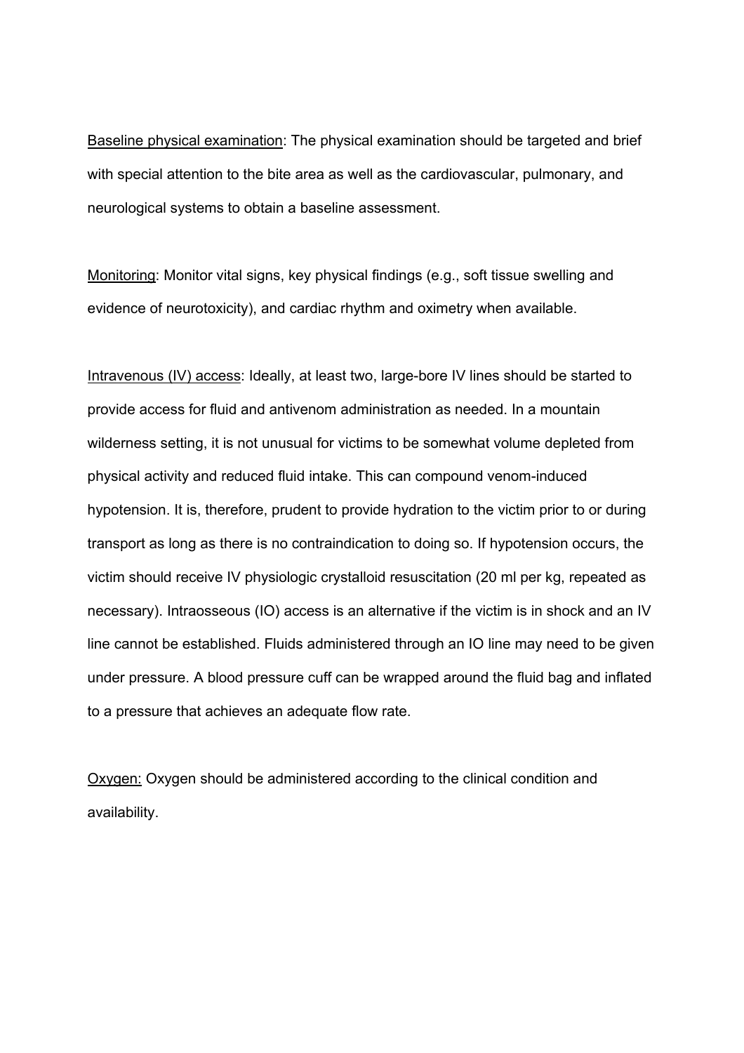<u>Baseline physical examination</u>: The physical examination should be targeted and brief with special attention to the bite area as well as the cardiovascular, pulmonary, and neurological systems to obtain a baseline assessment.

<u>Monitoring</u>: Monitor vital signs, key physical findings (e.g., soft tissue swelling and evidence of neurotoxicity), and cardiac rhythm and oximetry when available.

<u>Intravenous (IV) access</u>: Ideally, at least two, large-bore IV lines should be started to provide access for fluid and antivenom administration as needed. In a mountain wilderness setting, it is not unusual for victims to be somewhat volume depleted from physical activity and reduced fluid intake. This can compound venom-induced hypotension. It is, therefore, prudent to provide hydration to the victim prior to or during transport as long as there is no contraindication to doing so. If hypotension occurs, the victim should receive IV physiologic crystalloid resuscitation (20 ml per kg, repeated as necessary). Intraosseous (IO) access is an alternative if the victim is in shock and an IV line cannot be established. Fluids administered through an IO line may need to be given under pressure. A blood pressure cuff can be wrapped around the fluid bag and inflated to a pressure that achieves an adequate flow rate.

<u>Oxygen:</u> Oxygen should be administered according to the clinical condition and availability.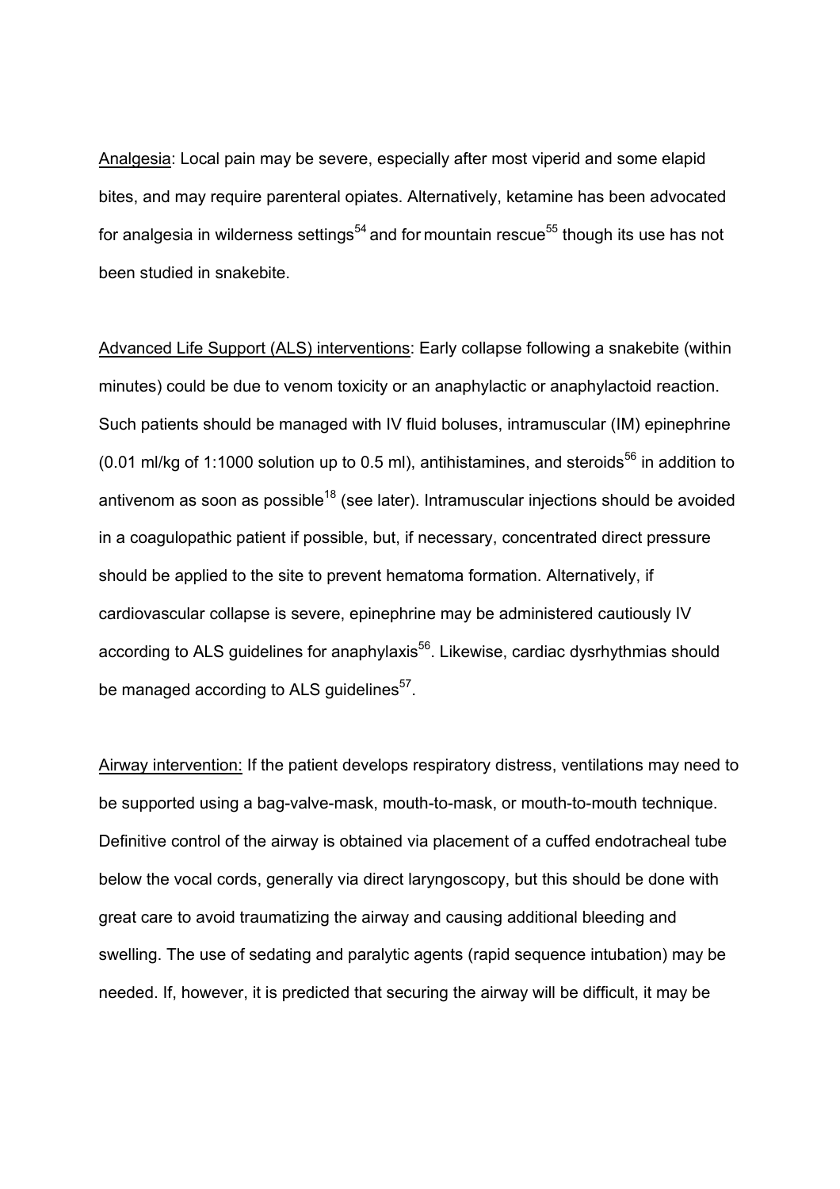Analgesia: Local pain may be severe, especially after most viperid and some elapid bites, and may require parenteral opiates. Alternatively, ketamine has been advocated for analgesia in wilderness settings[54] and for mountain rescue[55] though its use has not been studied in snakebite.

Advanced Life Support (ALS) interventions: Early collapse following a snakebite (within minutes) could be due to venom toxicity or an anaphylactic or anaphylactoid reaction. Such patients should be managed with IV fluid boluses, intramuscular (IM) epinephrine (0.01 ml/kg of 1:1000 solution up to 0.5 ml), antihistamines, and steroids[56] in addition to antivenom as soon as possible[18] (see later). Intramuscular injections should be avoided in a coagulopathic patient if possible, but, if necessary, concentrated direct pressure should be applied to the site to prevent hematoma formation. Alternatively, if cardiovascular collapse is severe, epinephrine may be administered cautiously IV according to ALS guidelines for anaphylaxis[56]. Likewise, cardiac dysrhythmias should be managed according to ALS guidelines[57].

Airway intervention: If the patient develops respiratory distress, ventilations may need to be supported using a bag-valve-mask, mouth-to-mask, or mouth-to-mouth technique. Definitive control of the airway is obtained via placement of a cuffed endotracheal tube below the vocal cords, generally via direct laryngoscopy, but this should be done with great care to avoid traumatizing the airway and causing additional bleeding and swelling. The use of sedating and paralytic agents (rapid sequence intubation) may be needed. If, however, it is predicted that securing the airway will be difficult, it may be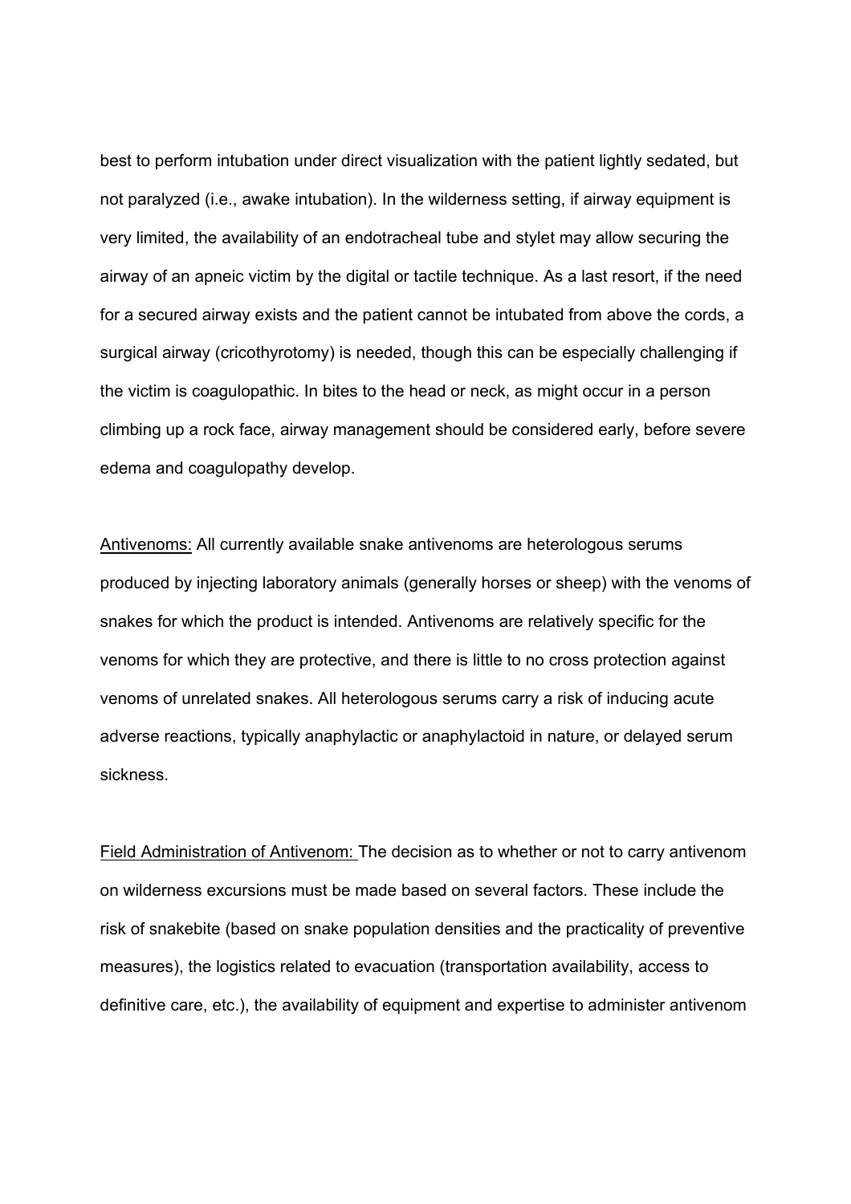best to perform intubation under direct visualization with the patient lightly sedated, but not paralyzed (i.e., awake intubation). In the wilderness setting, if airway equipment is very limited, the availability of an endotracheal tube and stylet may allow securing the airway of an apneic victim by the digital or tactile technique. As a last resort, if the need for a secured airway exists and the patient cannot be intubated from above the cords, a surgical airway (cricothyrotomy) is needed, though this can be especially challenging if the victim is coagulopathic. In bites to the head or neck, as might occur in a person climbing up a rock face, airway management should be considered early, before severe edema and coagulopathy develop.

<u>Antivenoms:</u> All currently available snake antivenoms are heterologous serums produced by injecting laboratory animals (generally horses or sheep) with the venoms of snakes for which the product is intended. Antivenoms are relatively specific for the venoms for which they are protective, and there is little to no cross protection against venoms of unrelated snakes. All heterologous serums carry a risk of inducing acute adverse reactions, typically anaphylactic or anaphylactoid in nature, or delayed serum sickness.

<u>Field Administration of Antivenom:</u> The decision as to whether or not to carry antivenom on wilderness excursions must be made based on several factors. These include the risk of snakebite (based on snake population densities and the practicality of preventive measures), the logistics related to evacuation (transportation availability, access to definitive care, etc.), the availability of equipment and expertise to administer antivenom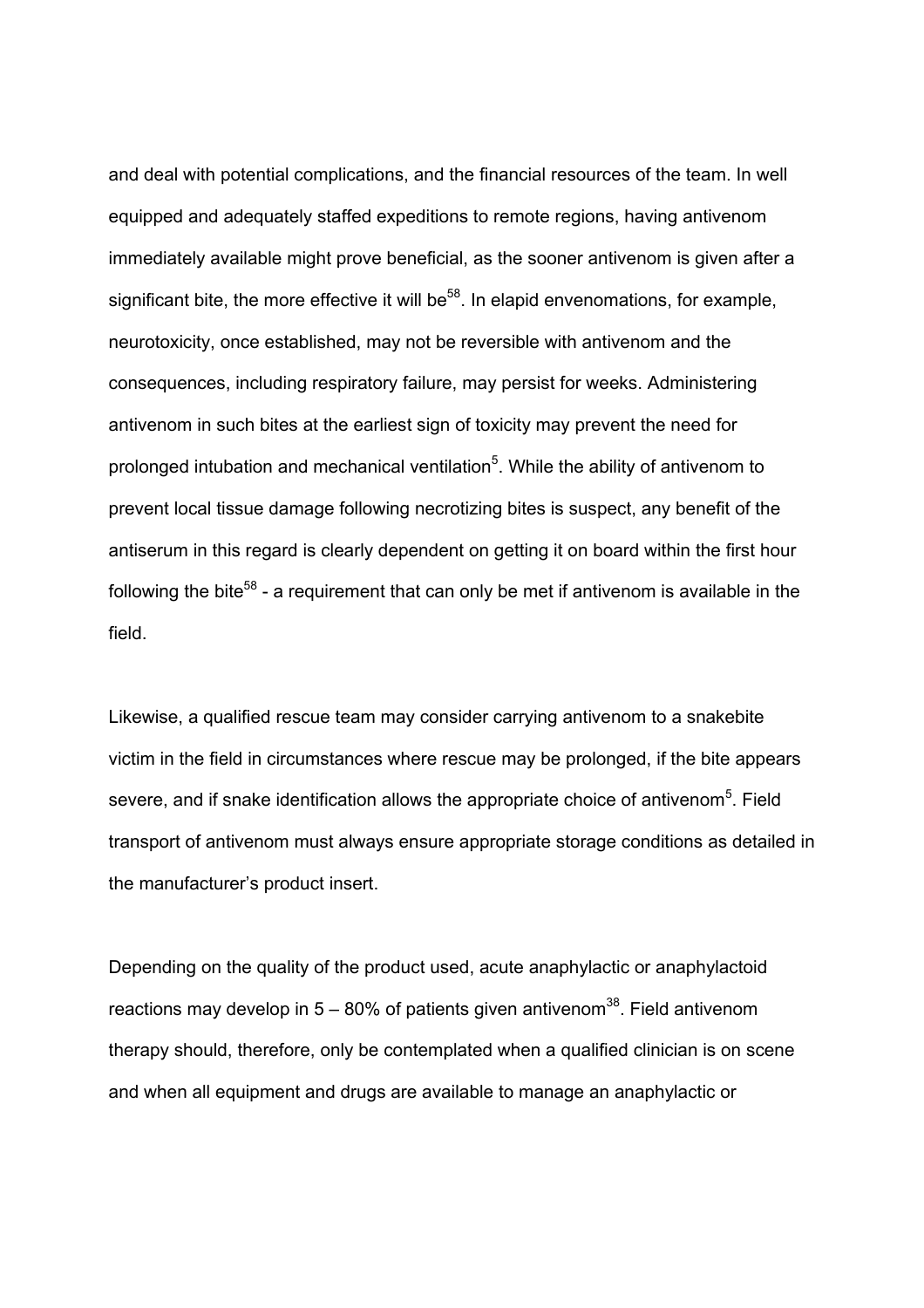and deal with potential complications, and the financial resources of the team. In well equipped and adequately staffed expeditions to remote regions, having antivenom immediately available might prove beneficial, as the sooner antivenom is given after a significant bite, the more effective it will be[58]. In elapid envenomations, for example, neurotoxicity, once established, may not be reversible with antivenom and the consequences, including respiratory failure, may persist for weeks. Administering antivenom in such bites at the earliest sign of toxicity may prevent the need for prolonged intubation and mechanical ventilation[5]. While the ability of antivenom to prevent local tissue damage following necrotizing bites is suspect, any benefit of the antiserum in this regard is clearly dependent on getting it on board within the first hour following the bite[58] - a requirement that can only be met if antivenom is available in the field.

Likewise, a qualified rescue team may consider carrying antivenom to a snakebite victim in the field in circumstances where rescue may be prolonged, if the bite appears severe, and if snake identification allows the appropriate choice of antivenom[5]. Field transport of antivenom must always ensure appropriate storage conditions as detailed in the manufacturer's product insert.

Depending on the quality of the product used, acute anaphylactic or anaphylactoid reactions may develop in 5 – 80% of patients given antivenom[38]. Field antivenom therapy should, therefore, only be contemplated when a qualified clinician is on scene and when all equipment and drugs are available to manage an anaphylactic or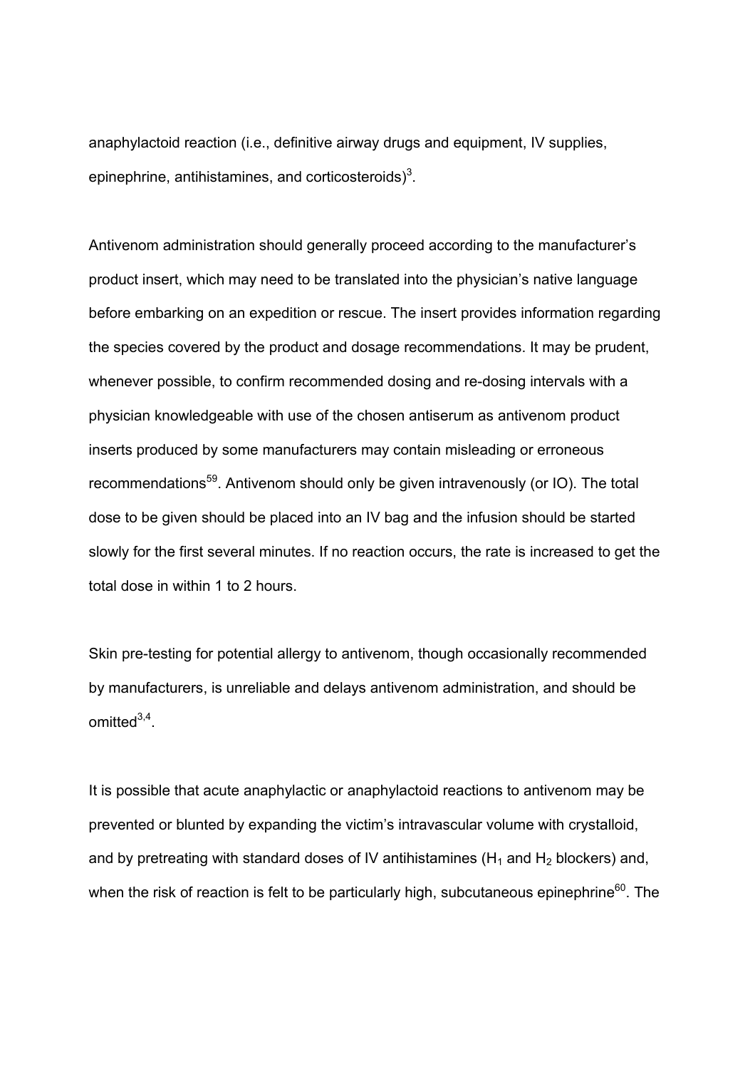anaphylactoid reaction (i.e., definitive airway drugs and equipment, IV supplies, epinephrine, antihistamines, and corticosteroids)[3].

Antivenom administration should generally proceed according to the manufacturer's product insert, which may need to be translated into the physician's native language before embarking on an expedition or rescue. The insert provides information regarding the species covered by the product and dosage recommendations. It may be prudent, whenever possible, to confirm recommended dosing and re-dosing intervals with a physician knowledgeable with use of the chosen antiserum as antivenom product inserts produced by some manufacturers may contain misleading or erroneous recommendations[59]. Antivenom should only be given intravenously (or IO). The total dose to be given should be placed into an IV bag and the infusion should be started slowly for the first several minutes. If no reaction occurs, the rate is increased to get the total dose in within 1 to 2 hours.

Skin pre-testing for potential allergy to antivenom, though occasionally recommended by manufacturers, is unreliable and delays antivenom administration, and should be omitted[3,4].

It is possible that acute anaphylactic or anaphylactoid reactions to antivenom may be prevented or blunted by expanding the victim's intravascular volume with crystalloid, and by pretreating with standard doses of IV antihistamines ($H_1$ and $H_2$ blockers) and, when the risk of reaction is felt to be particularly high, subcutaneous epinephrine[60]. The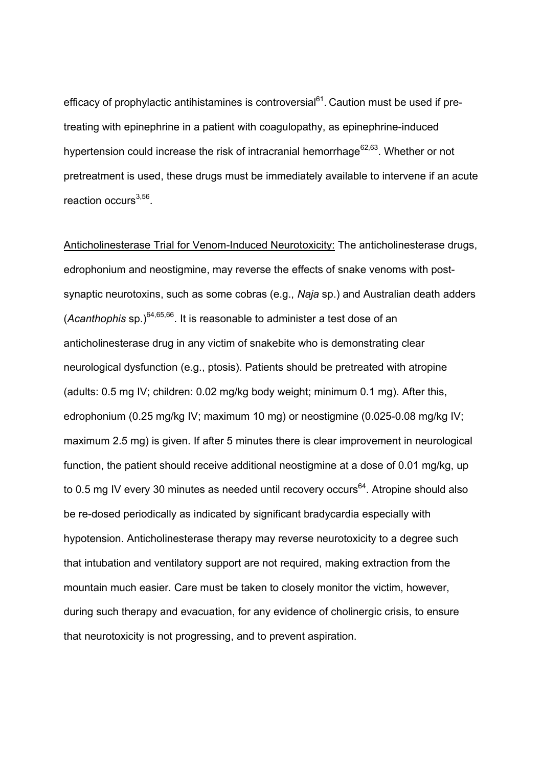efficacy of prophylactic antihistamines is controversial[61]. Caution must be used if pre-treating with epinephrine in a patient with coagulopathy, as epinephrine-induced hypertension could increase the risk of intracranial hemorrhage[62,63]. Whether or not pretreatment is used, these drugs must be immediately available to intervene if an acute reaction occurs[3,56].

Anticholinesterase Trial for Venom-Induced Neurotoxicity: The anticholinesterase drugs, edrophonium and neostigmine, may reverse the effects of snake venoms with post-synaptic neurotoxins, such as some cobras (e.g., *Naja* sp.) and Australian death adders (*Acanthophis* sp.)[64,65,66]. It is reasonable to administer a test dose of an anticholinesterase drug in any victim of snakebite who is demonstrating clear neurological dysfunction (e.g., ptosis). Patients should be pretreated with atropine (adults: 0.5 mg IV; children: 0.02 mg/kg body weight; minimum 0.1 mg). After this, edrophonium (0.25 mg/kg IV; maximum 10 mg) or neostigmine (0.025-0.08 mg/kg IV; maximum 2.5 mg) is given. If after 5 minutes there is clear improvement in neurological function, the patient should receive additional neostigmine at a dose of 0.01 mg/kg, up to 0.5 mg IV every 30 minutes as needed until recovery occurs[64]. Atropine should also be re-dosed periodically as indicated by significant bradycardia especially with hypotension. Anticholinesterase therapy may reverse neurotoxicity to a degree such that intubation and ventilatory support are not required, making extraction from the mountain much easier. Care must be taken to closely monitor the victim, however, during such therapy and evacuation, for any evidence of cholinergic crisis, to ensure that neurotoxicity is not progressing, and to prevent aspiration.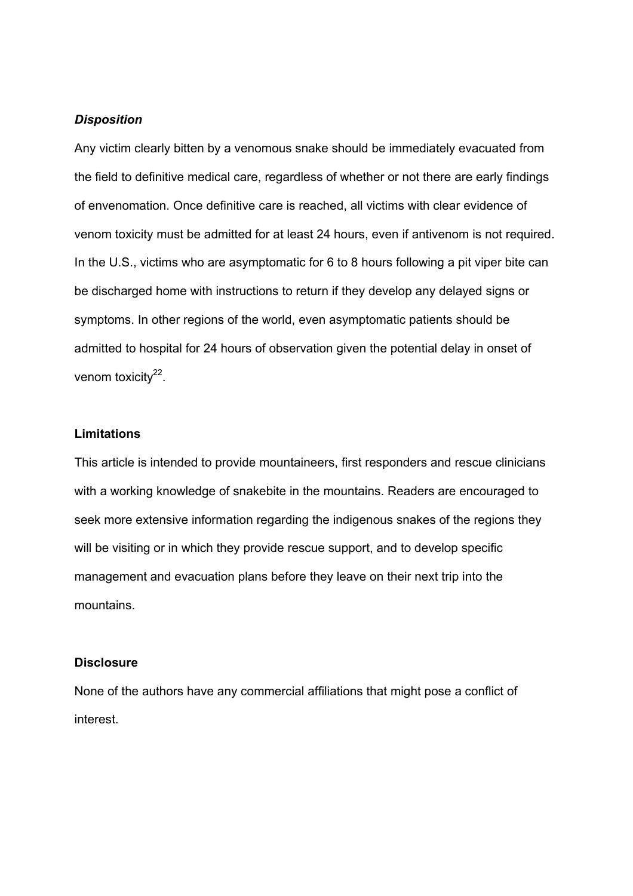### *Disposition*

Any victim clearly bitten by a venomous snake should be immediately evacuated from the field to definitive medical care, regardless of whether or not there are early findings of envenomation. Once definitive care is reached, all victims with clear evidence of venom toxicity must be admitted for at least 24 hours, even if antivenom is not required. In the U.S., victims who are asymptomatic for 6 to 8 hours following a pit viper bite can be discharged home with instructions to return if they develop any delayed signs or symptoms. In other regions of the world, even asymptomatic patients should be admitted to hospital for 24 hours of observation given the potential delay in onset of venom toxicity[22].

## Limitations

This article is intended to provide mountaineers, first responders and rescue clinicians with a working knowledge of snakebite in the mountains. Readers are encouraged to seek more extensive information regarding the indigenous snakes of the regions they will be visiting or in which they provide rescue support, and to develop specific management and evacuation plans before they leave on their next trip into the mountains.

## Disclosure

None of the authors have any commercial affiliations that might pose a conflict of interest.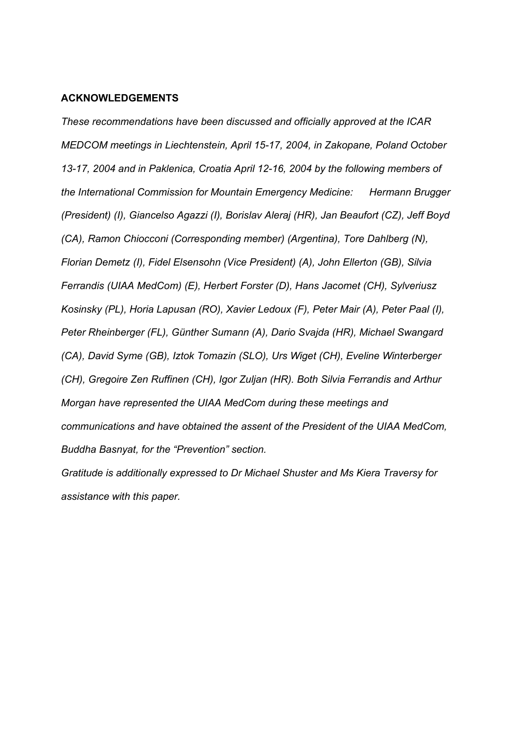## ACKNOWLEDGEMENTS

*These recommendations have been discussed and officially approved at the ICAR MEDCOM meetings in Liechtenstein, April 15-17, 2004, in Zakopane, Poland October 13-17, 2004 and in Paklenica, Croatia April 12-16, 2004 by the following members of the International Commission for Mountain Emergency Medicine: Hermann Brugger (President) (I), Giancelso Agazzi (I), Borislav Aleraj (HR), Jan Beaufort (CZ), Jeff Boyd (CA), Ramon Chiocconi (Corresponding member) (Argentina), Tore Dahlberg (N), Florian Demetz (I), Fidel Elsensohn (Vice President) (A), John Ellerton (GB), Silvia Ferrandis (UIAA MedCom) (E), Herbert Forster (D), Hans Jacomet (CH), Sylveriusz Kosinsky (PL), Horia Lapusan (RO), Xavier Ledoux (F), Peter Mair (A), Peter Paal (I), Peter Rheinberger (FL), Günther Sumann (A), Dario Svajda (HR), Michael Swangard (CA), David Syme (GB), Iztok Tomazin (SLO), Urs Wiget (CH), Eveline Winterberger (CH), Gregoire Zen Ruffinen (CH), Igor Zuljan (HR). Both Silvia Ferrandis and Arthur Morgan have represented the UIAA MedCom during these meetings and communications and have obtained the assent of the President of the UIAA MedCom, Buddha Basnyat, for the "Prevention" section.*

*Gratitude is additionally expressed to Dr Michael Shuster and Ms Kiera Traversy for assistance with this paper.*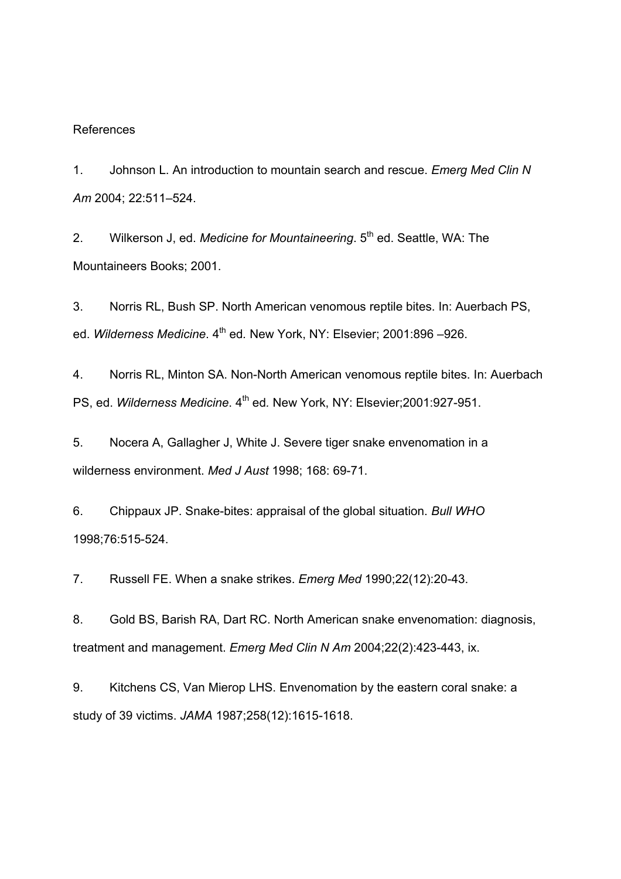References

1. Johnson L. An introduction to mountain search and rescue. *Emerg Med Clin N Am* 2004; 22:511–524.

2. Wilkerson J, ed. *Medicine for Mountaineering*. 5th ed. Seattle, WA: The Mountaineers Books; 2001.

3. Norris RL, Bush SP. North American venomous reptile bites. In: Auerbach PS, ed. *Wilderness Medicine*. 4th ed. New York, NY: Elsevier; 2001:896 –926.

4. Norris RL, Minton SA. Non-North American venomous reptile bites. In: Auerbach PS, ed. *Wilderness Medicine*. 4th ed. New York, NY: Elsevier;2001:927-951.

5. Nocera A, Gallagher J, White J. Severe tiger snake envenomation in a wilderness environment. *Med J Aust* 1998; 168: 69-71.

6. Chippaux JP. Snake-bites: appraisal of the global situation. *Bull WHO* 1998;76:515-524.

7. Russell FE. When a snake strikes. *Emerg Med* 1990;22(12):20-43.

8. Gold BS, Barish RA, Dart RC. North American snake envenomation: diagnosis, treatment and management. *Emerg Med Clin N Am* 2004;22(2):423-443, ix.

9. Kitchens CS, Van Mierop LHS. Envenomation by the eastern coral snake: a study of 39 victims. *JAMA* 1987;258(12):1615-1618.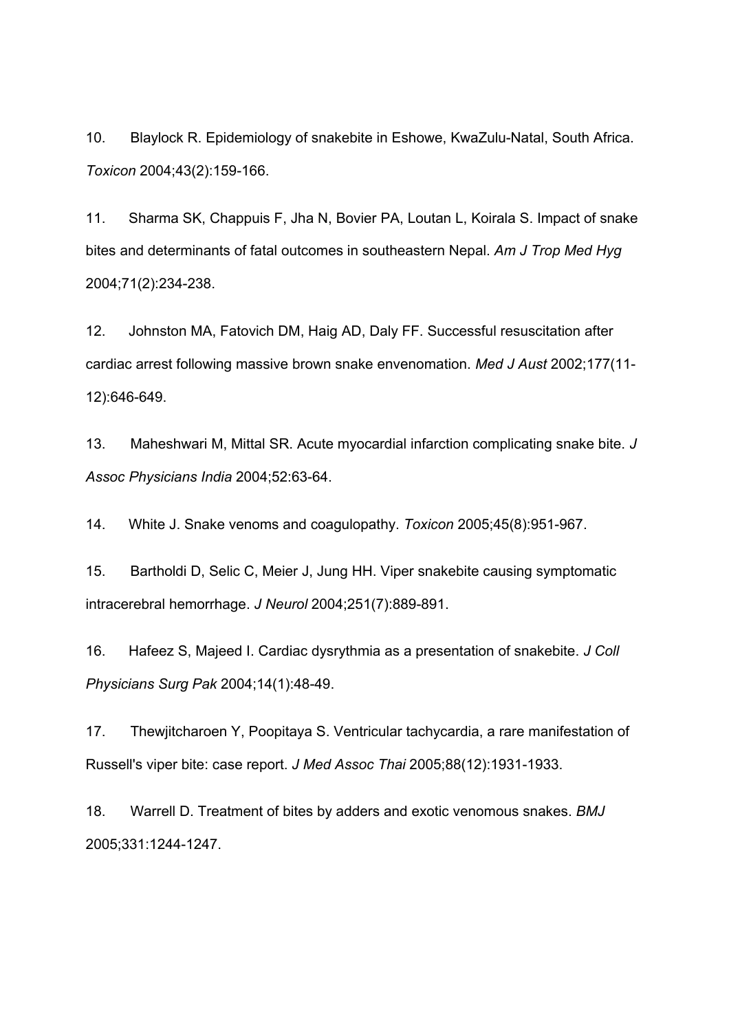10. Blaylock R. Epidemiology of snakebite in Eshowe, KwaZulu-Natal, South Africa. *Toxicon* 2004;43(2):159-166.

11. Sharma SK, Chappuis F, Jha N, Bovier PA, Loutan L, Koirala S. Impact of snake bites and determinants of fatal outcomes in southeastern Nepal. *Am J Trop Med Hyg* 2004;71(2):234-238.

12. Johnston MA, Fatovich DM, Haig AD, Daly FF. Successful resuscitation after cardiac arrest following massive brown snake envenomation. *Med J Aust* 2002;177(11-12):646-649.

13. Maheshwari M, Mittal SR. Acute myocardial infarction complicating snake bite. *J Assoc Physicians India* 2004;52:63-64.

14. White J. Snake venoms and coagulopathy. *Toxicon* 2005;45(8):951-967.

15. Bartholdi D, Selic C, Meier J, Jung HH. Viper snakebite causing symptomatic intracerebral hemorrhage. *J Neurol* 2004;251(7):889-891.

16. Hafeez S, Majeed I. Cardiac dysrythmia as a presentation of snakebite. *J Coll Physicians Surg Pak* 2004;14(1):48-49.

17. Thewjitcharoen Y, Poopitaya S. Ventricular tachycardia, a rare manifestation of Russell's viper bite: case report. *J Med Assoc Thai* 2005;88(12):1931-1933.

18. Warrell D. Treatment of bites by adders and exotic venomous snakes. *BMJ* 2005;331:1244-1247.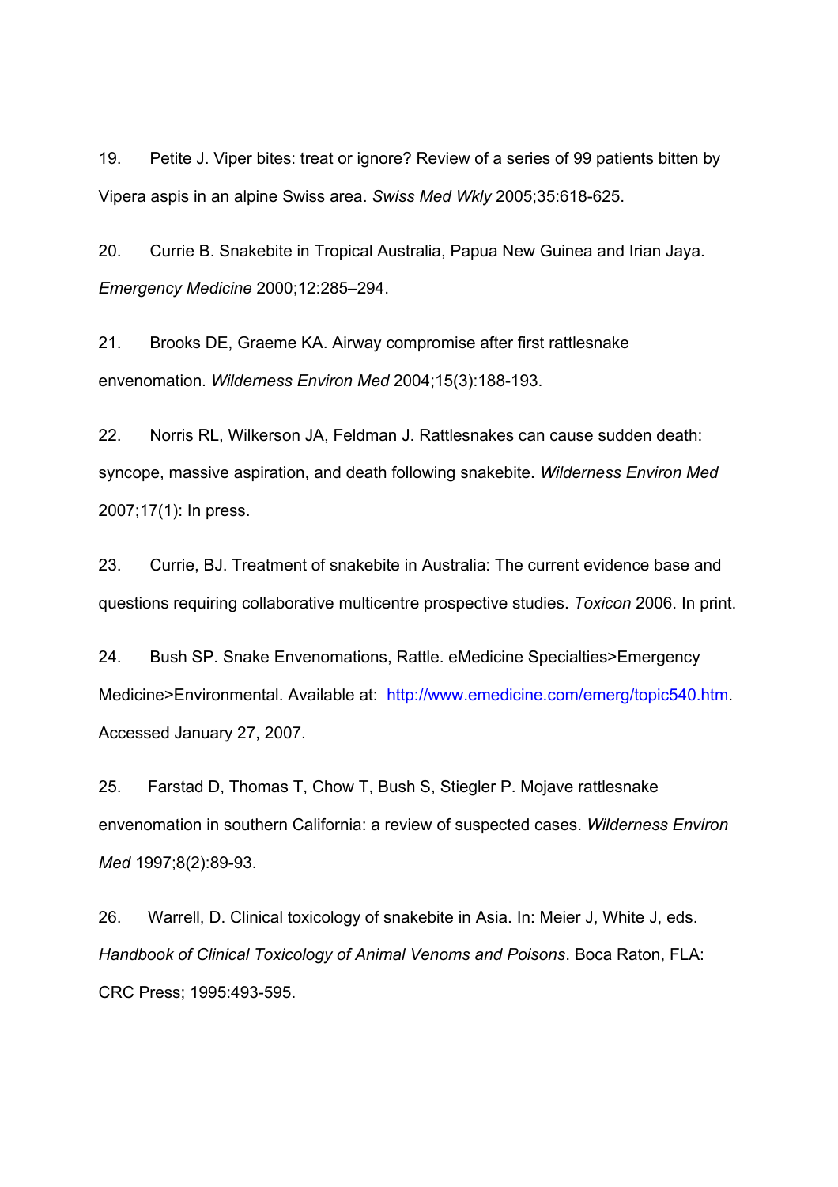19. Petite J. Viper bites: treat or ignore? Review of a series of 99 patients bitten by Vipera aspis in an alpine Swiss area. *Swiss Med Wkly* 2005;35:618-625.

20. Currie B. Snakebite in Tropical Australia, Papua New Guinea and Irian Jaya. *Emergency Medicine* 2000;12:285–294.

21. Brooks DE, Graeme KA. Airway compromise after first rattlesnake envenomation. *Wilderness Environ Med* 2004;15(3):188-193.

22. Norris RL, Wilkerson JA, Feldman J. Rattlesnakes can cause sudden death: syncope, massive aspiration, and death following snakebite. *Wilderness Environ Med* 2007;17(1): In press.

23. Currie, BJ. Treatment of snakebite in Australia: The current evidence base and questions requiring collaborative multicentre prospective studies. *Toxicon* 2006. In print.

24. Bush SP. Snake Envenomations, Rattle. eMedicine Specialties>Emergency Medicine>Environmental. Available at: http://www.emedicine.com/emerg/topic540.htm. Accessed January 27, 2007.

25. Farstad D, Thomas T, Chow T, Bush S, Stiegler P. Mojave rattlesnake envenomation in southern California: a review of suspected cases. *Wilderness Environ Med* 1997;8(2):89-93.

26. Warrell, D. Clinical toxicology of snakebite in Asia. In: Meier J, White J, eds. *Handbook of Clinical Toxicology of Animal Venoms and Poisons*. Boca Raton, FLA: CRC Press; 1995:493-595.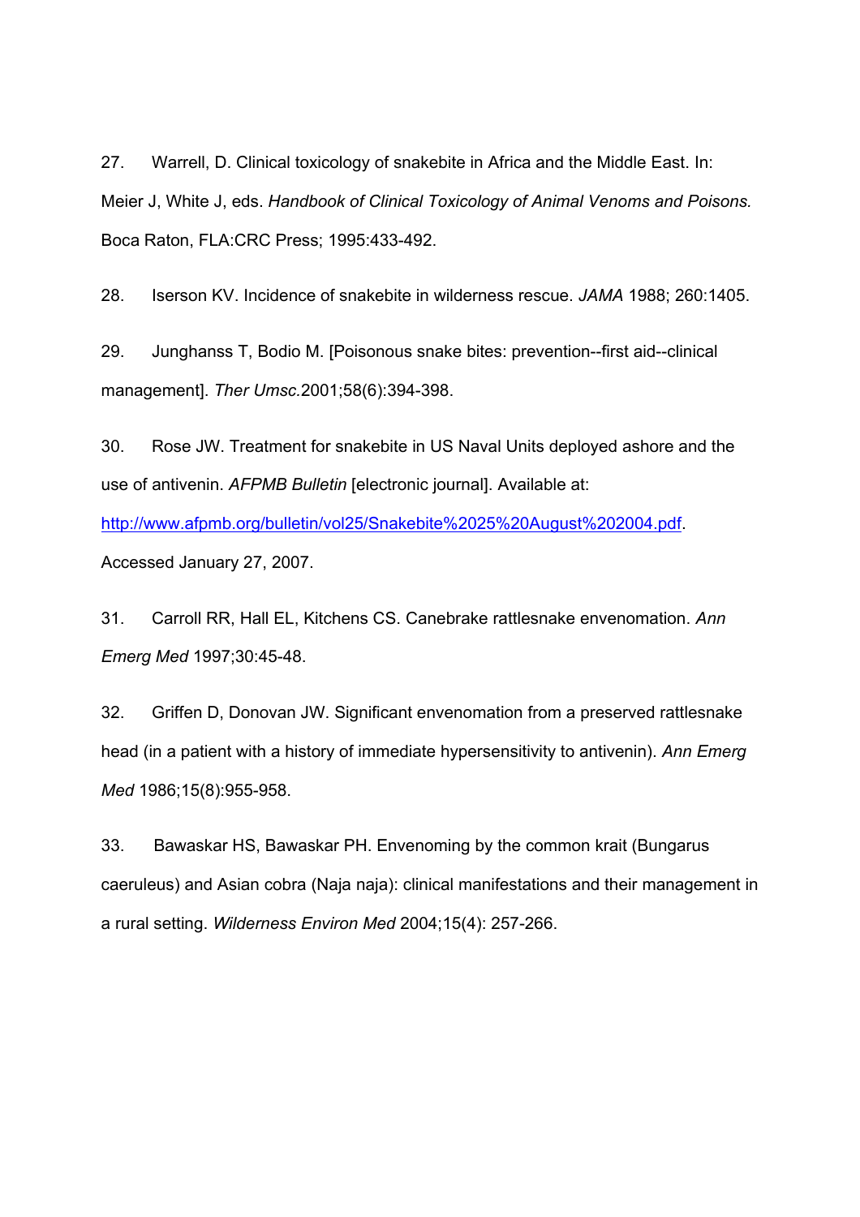27. Warrell, D. Clinical toxicology of snakebite in Africa and the Middle East. In: Meier J, White J, eds. *Handbook of Clinical Toxicology of Animal Venoms and Poisons.* Boca Raton, FLA:CRC Press; 1995:433-492.

28. Iserson KV. Incidence of snakebite in wilderness rescue. *JAMA* 1988; 260:1405.

29. Junghanss T, Bodio M. [Poisonous snake bites: prevention--first aid--clinical management]. *Ther Umsc.*2001;58(6):394-398.

30. Rose JW. Treatment for snakebite in US Naval Units deployed ashore and the use of antivenin. *AFPMB Bulletin* [electronic journal]. Available at: http://www.afpmb.org/bulletin/vol25/Snakebite%2025%20August%202004.pdf. Accessed January 27, 2007.

31. Carroll RR, Hall EL, Kitchens CS. Canebrake rattlesnake envenomation. *Ann Emerg Med* 1997;30:45-48.

32. Griffen D, Donovan JW. Significant envenomation from a preserved rattlesnake head (in a patient with a history of immediate hypersensitivity to antivenin). *Ann Emerg Med* 1986;15(8):955-958.

33. Bawaskar HS, Bawaskar PH. Envenoming by the common krait (Bungarus caeruleus) and Asian cobra (Naja naja): clinical manifestations and their management in a rural setting. *Wilderness Environ Med* 2004;15(4): 257-266.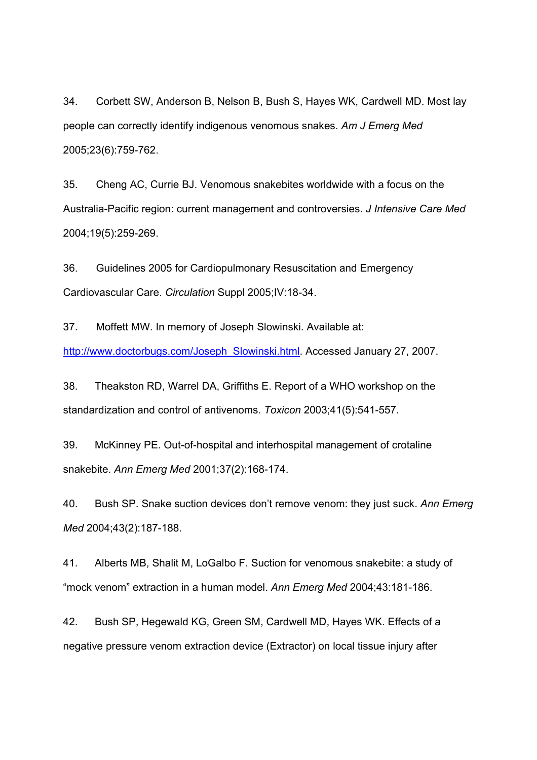34. Corbett SW, Anderson B, Nelson B, Bush S, Hayes WK, Cardwell MD. Most lay people can correctly identify indigenous venomous snakes. *Am J Emerg Med* 2005;23(6):759-762.

35. Cheng AC, Currie BJ. Venomous snakebites worldwide with a focus on the Australia-Pacific region: current management and controversies. *J Intensive Care Med* 2004;19(5):259-269.

36. Guidelines 2005 for Cardiopulmonary Resuscitation and Emergency Cardiovascular Care. *Circulation* Suppl 2005;IV:18-34.

37. Moffett MW. In memory of Joseph Slowinski. Available at: [http://www.doctorbugs.com/Joseph_Slowinski.html](http://www.doctorbugs.com/Joseph_Slowinski.html). Accessed January 27, 2007.

38. Theakston RD, Warrel DA, Griffiths E. Report of a WHO workshop on the standardization and control of antivenoms. *Toxicon* 2003;41(5):541-557.

39. McKinney PE. Out-of-hospital and interhospital management of crotaline snakebite. *Ann Emerg Med* 2001;37(2):168-174.

40. Bush SP. Snake suction devices don't remove venom: they just suck. *Ann Emerg Med* 2004;43(2):187-188.

41. Alberts MB, Shalit M, LoGalbo F. Suction for venomous snakebite: a study of "mock venom" extraction in a human model. *Ann Emerg Med* 2004;43:181-186.

42. Bush SP, Hegewald KG, Green SM, Cardwell MD, Hayes WK. Effects of a negative pressure venom extraction device (Extractor) on local tissue injury after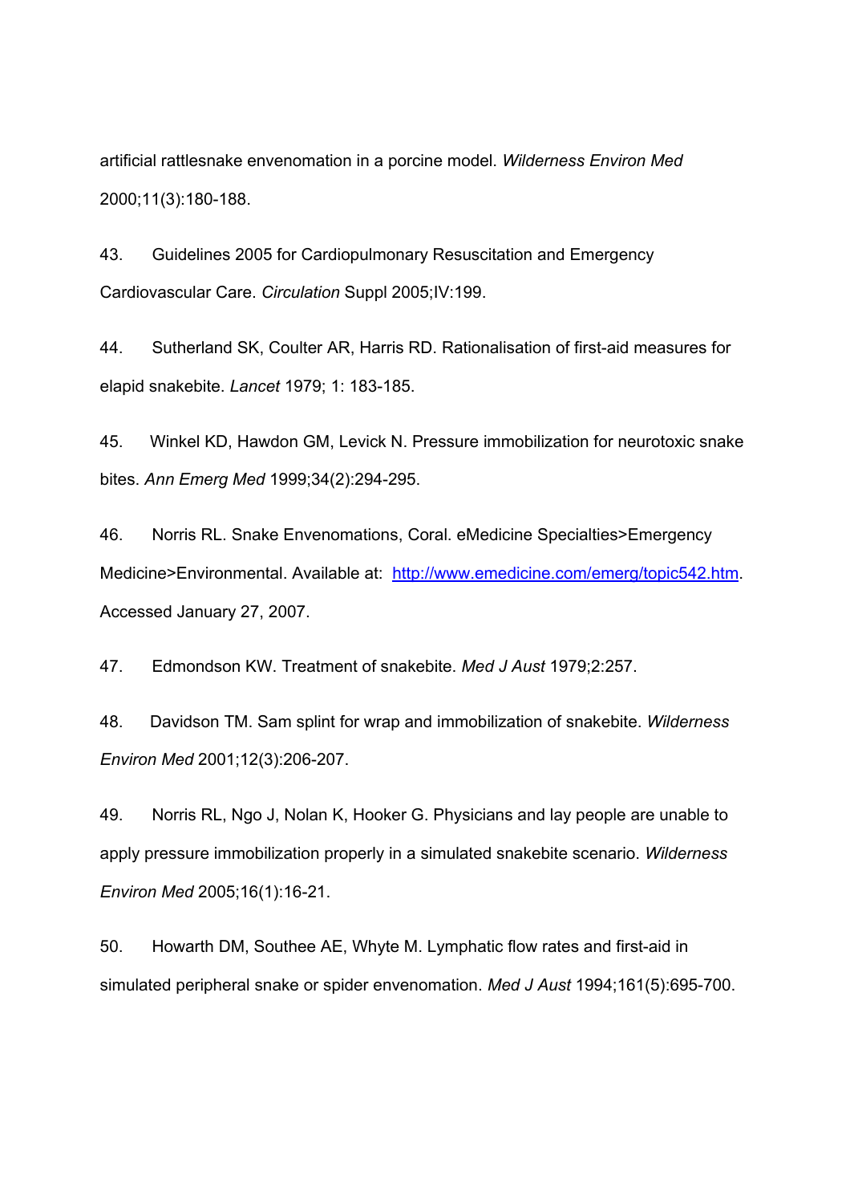artificial rattlesnake envenomation in a porcine model. *Wilderness Environ Med* 2000;11(3):180-188.

43. Guidelines 2005 for Cardiopulmonary Resuscitation and Emergency Cardiovascular Care. *Circulation* Suppl 2005;IV:199.

44. Sutherland SK, Coulter AR, Harris RD. Rationalisation of first-aid measures for elapid snakebite. *Lancet* 1979; 1: 183-185.

45. Winkel KD, Hawdon GM, Levick N. Pressure immobilization for neurotoxic snake bites. *Ann Emerg Med* 1999;34(2):294-295.

46. Norris RL. Snake Envenomations, Coral. eMedicine Specialties>Emergency Medicine>Environmental. Available at: http://www.emedicine.com/emerg/topic542.htm. Accessed January 27, 2007.

47. Edmondson KW. Treatment of snakebite. *Med J Aust* 1979;2:257.

48. Davidson TM. Sam splint for wrap and immobilization of snakebite. *Wilderness Environ Med* 2001;12(3):206-207.

49. Norris RL, Ngo J, Nolan K, Hooker G. Physicians and lay people are unable to apply pressure immobilization properly in a simulated snakebite scenario. *Wilderness Environ Med* 2005;16(1):16-21.

50. Howarth DM, Southee AE, Whyte M. Lymphatic flow rates and first-aid in simulated peripheral snake or spider envenomation. *Med J Aust* 1994;161(5):695-700.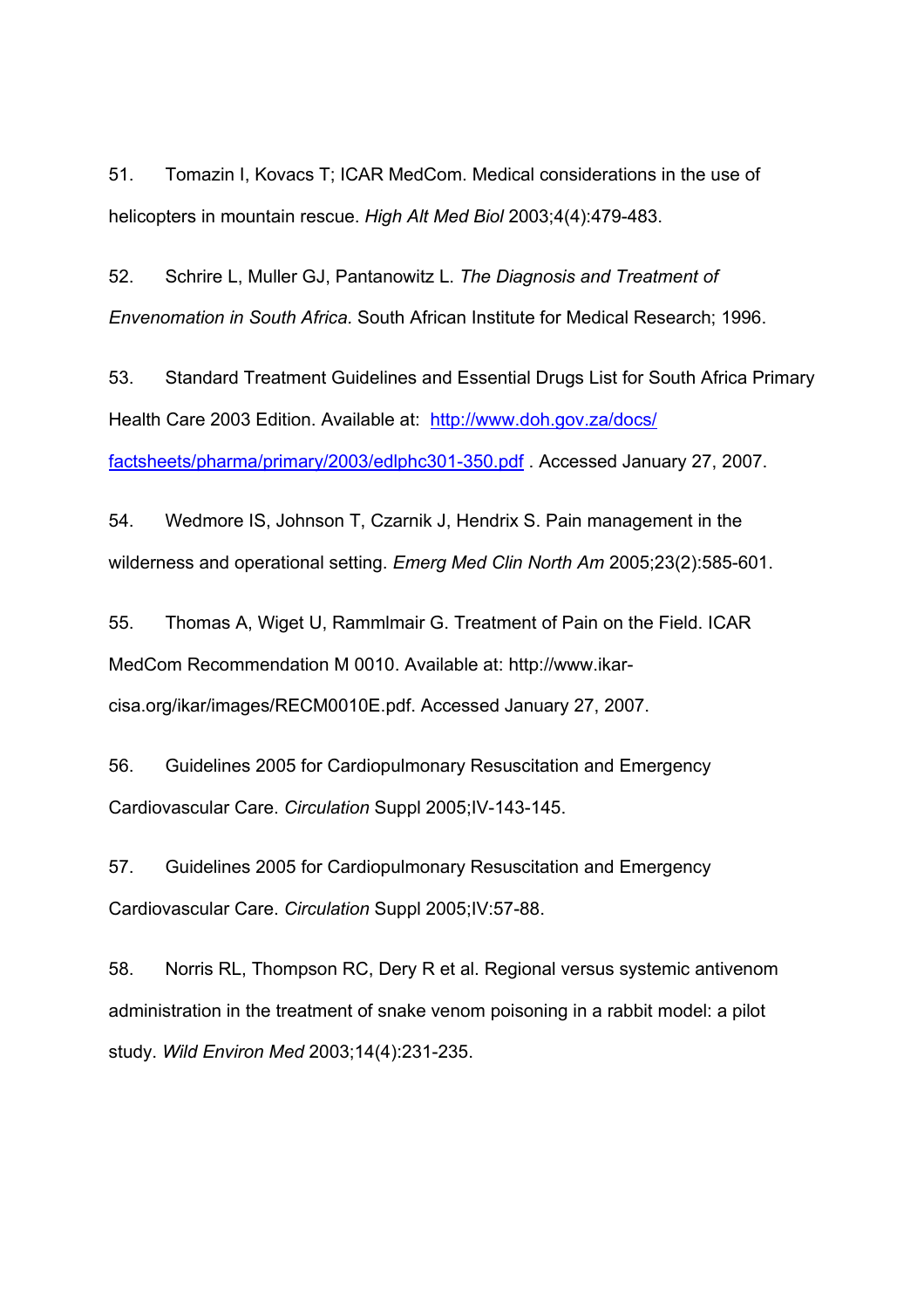51. Tomazin I, Kovacs T; ICAR MedCom. Medical considerations in the use of helicopters in mountain rescue. *High Alt Med Biol* 2003;4(4):479-483.

52. Schrire L, Muller GJ, Pantanowitz L. *The Diagnosis and Treatment of Envenomation in South Africa.* South African Institute for Medical Research; 1996.

53. Standard Treatment Guidelines and Essential Drugs List for South Africa Primary Health Care 2003 Edition. Available at: http://www.doh.gov.za/docs/factsheets/pharma/primary/2003/edlphc301-350.pdf . Accessed January 27, 2007.

54. Wedmore IS, Johnson T, Czarnik J, Hendrix S. Pain management in the wilderness and operational setting. *Emerg Med Clin North Am* 2005;23(2):585-601.

55. Thomas A, Wiget U, Rammlmair G. Treatment of Pain on the Field. ICAR MedCom Recommendation M 0010. Available at: http://www.ikar-cisa.org/ikar/images/RECM0010E.pdf. Accessed January 27, 2007.

56. Guidelines 2005 for Cardiopulmonary Resuscitation and Emergency Cardiovascular Care. *Circulation* Suppl 2005;IV-143-145.

57. Guidelines 2005 for Cardiopulmonary Resuscitation and Emergency Cardiovascular Care. *Circulation* Suppl 2005;IV:57-88.

58. Norris RL, Thompson RC, Dery R et al. Regional versus systemic antivenom administration in the treatment of snake venom poisoning in a rabbit model: a pilot study. *Wild Environ Med* 2003;14(4):231-235.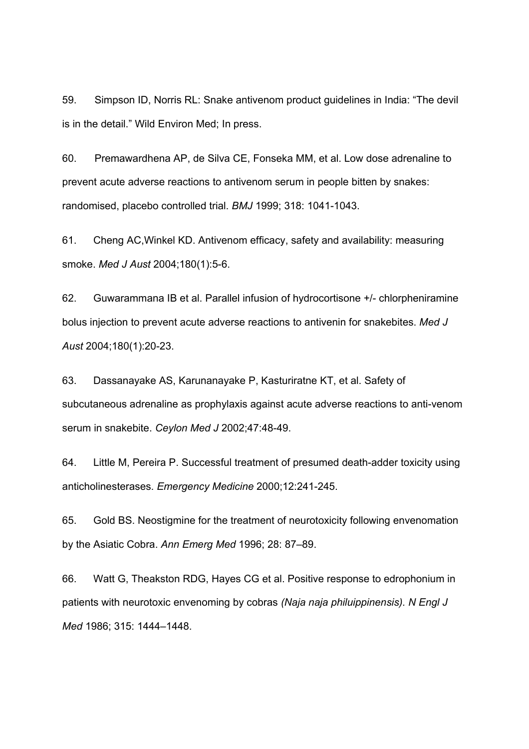59. Simpson ID, Norris RL: Snake antivenom product guidelines in India: “The devil is in the detail.” Wild Environ Med; In press.

60. Premawardhena AP, de Silva CE, Fonseka MM, et al. Low dose adrenaline to prevent acute adverse reactions to antivenom serum in people bitten by snakes: randomised, placebo controlled trial. *BMJ* 1999; 318: 1041-1043.

61. Cheng AC,Winkel KD. Antivenom efficacy, safety and availability: measuring smoke. *Med J Aust* 2004;180(1):5-6.

62. Guwarammana IB et al. Parallel infusion of hydrocortisone +/- chlorpheniramine bolus injection to prevent acute adverse reactions to antivenin for snakebites. *Med J Aust* 2004;180(1):20-23.

63. Dassanayake AS, Karunanayake P, Kasturiratne KT, et al. Safety of subcutaneous adrenaline as prophylaxis against acute adverse reactions to anti-venom serum in snakebite. *Ceylon Med J* 2002;47:48-49.

64. Little M, Pereira P. Successful treatment of presumed death-adder toxicity using anticholinesterases. *Emergency Medicine* 2000;12:241-245.

65. Gold BS. Neostigmine for the treatment of neurotoxicity following envenomation by the Asiatic Cobra. *Ann Emerg Med* 1996; 28: 87–89.

66. Watt G, Theakston RDG, Hayes CG et al. Positive response to edrophonium in patients with neurotoxic envenoming by cobras *(Naja naja philuippinensis)*. *N Engl J Med* 1986; 315: 1444–1448.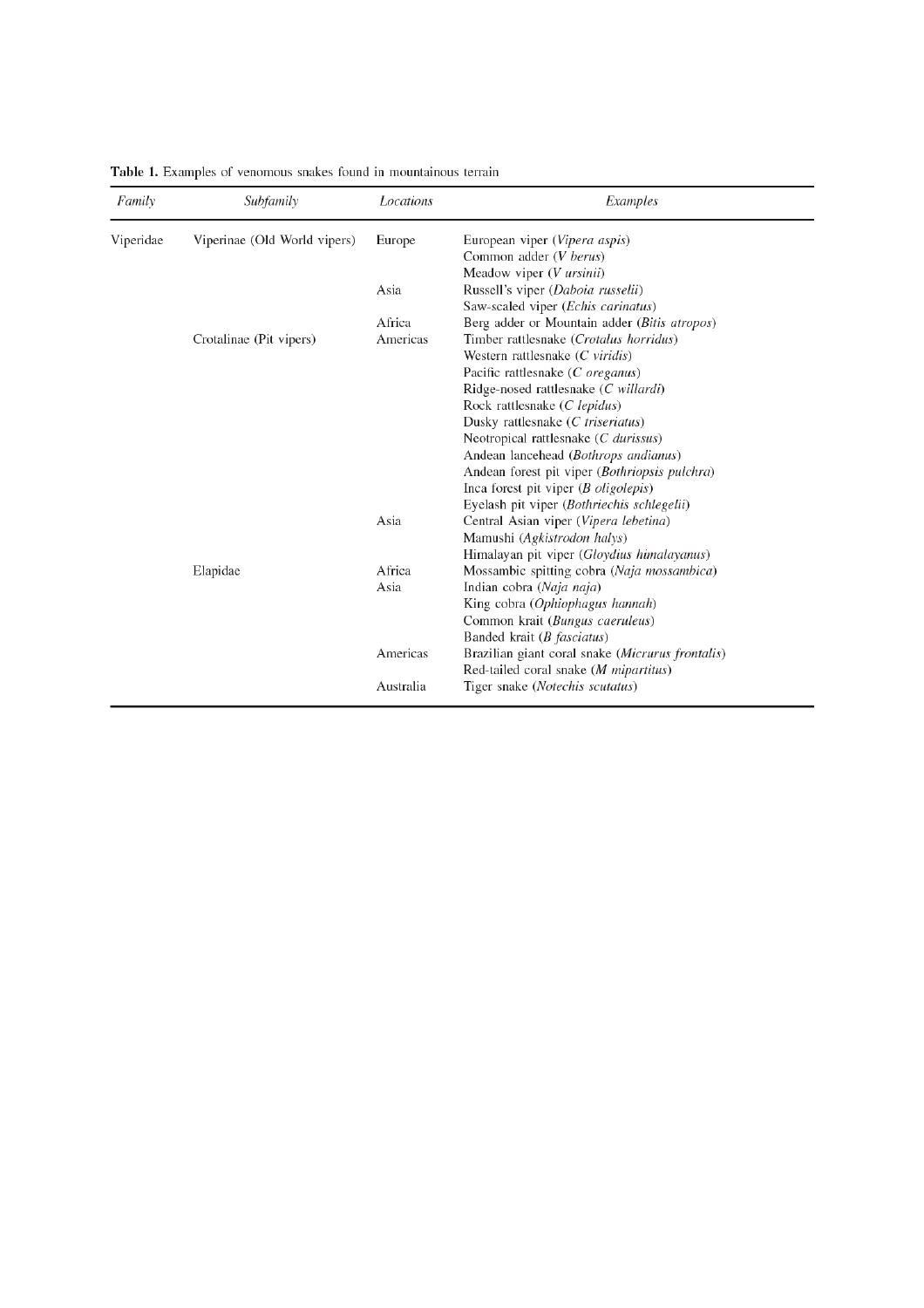**Table 1.** Examples of venomous snakes found in mountainous terrain

| *Family* | *Subfamily* | *Locations* | *Examples* |
|---|---|---|---|
| Viperidae | Viperinae (Old World vipers) | Europe | European viper (*Vipera aspis*) |
| | | | Common adder (*V berus*) |
| | | | Meadow viper (*V ursinii*) |
| | | Asia | Russell's viper (*Daboia russelii*) |
| | | | Saw-scaled viper (*Echis carinatus*) |
| | | Africa | Berg adder or Mountain adder (*Bitis atropos*) |
| | Crotalinae (Pit vipers) | Americas | Timber rattlesnake (*Crotalus horridus*) |
| | | | Western rattlesnake (*C viridis*) |
| | | | Pacific rattlesnake (*C oreganus*) |
| | | | Ridge-nosed rattlesnake (*C willardi*) |
| | | | Rock rattlesnake (*C lepidus*) |
| | | | Dusky rattlesnake (*C triseriatus*) |
| | | | Neotropical rattlesnake (*C durissus*) |
| | | | Andean lancehead (*Bothrops andianus*) |
| | | | Andean forest pit viper (*Bothriopsis pulchra*) |
| | | | Inca forest pit viper (*B oligolepis*) |
| | | | Eyelash pit viper (*Bothriechis schlegelii*) |
| | | Asia | Central Asian viper (*Vipera lebetina*) |
| | | | Mamushi (*Agkistrodon halys*) |
| | | | Himalayan pit viper (*Gloydius himalayanus*) |
| | Elapidae | Africa | Mossambic spitting cobra (*Naja mossambica*) |
| | | Asia | Indian cobra (*Naja naja*) |
| | | | King cobra (*Ophiophagus hannah*) |
| | | | Common krait (*Bungus caeruleus*) |
| | | | Banded krait (*B fasciatus*) |
| | | Americas | Brazilian giant coral snake (*Micrurus frontalis*) |
| | | | Red-tailed coral snake (*M mipartitus*) |
| | | Australia | Tiger snake (*Notechis scutatus*) |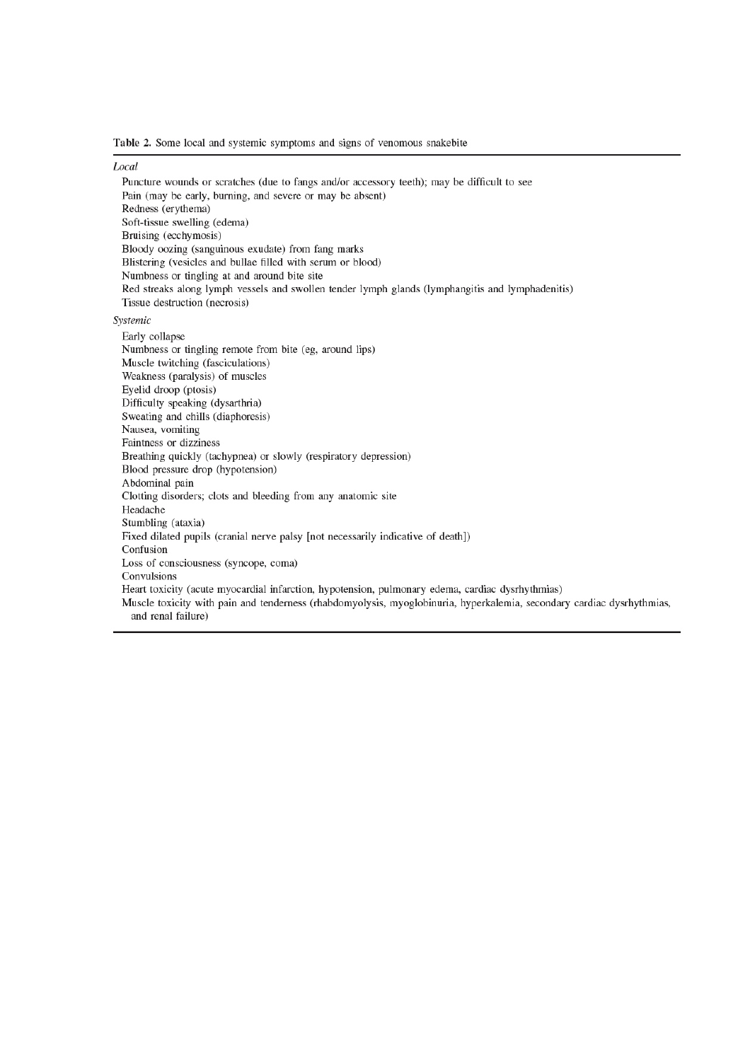Table 2. Some local and systemic symptoms and signs of venomous snakebite

| |
|---|
| *Local* |
| Puncture wounds or scratches (due to fangs and/or accessory teeth); may be difficult to see |
| Pain (may be early, burning, and severe or may be absent) |
| Redness (erythema) |
| Soft-tissue swelling (edema) |
| Bruising (ecchymosis) |
| Bloody oozing (sanguinous exudate) from fang marks |
| Blistering (vesicles and bullae filled with serum or blood) |
| Numbness or tingling at and around bite site |
| Red streaks along lymph vessels and swollen tender lymph glands (lymphangitis and lymphadenitis) |
| Tissue destruction (necrosis) |
| *Systemic* |
| Early collapse |
| Numbness or tingling remote from bite (eg, around lips) |
| Muscle twitching (fasciculations) |
| Weakness (paralysis) of muscles |
| Eyelid droop (ptosis) |
| Difficulty speaking (dysarthria) |
| Sweating and chills (diaphoresis) |
| Nausea, vomiting |
| Faintness or dizziness |
| Breathing quickly (tachypnea) or slowly (respiratory depression) |
| Blood pressure drop (hypotension) |
| Abdominal pain |
| Clotting disorders; clots and bleeding from any anatomic site |
| Headache |
| Stumbling (ataxia) |
| Fixed dilated pupils (cranial nerve palsy [not necessarily indicative of death]) |
| Confusion |
| Loss of consciousness (syncope, coma) |
| Convulsions |
| Heart toxicity (acute myocardial infarction, hypotension, pulmonary edema, cardiac dysrhythmias) |
| Muscle toxicity with pain and tenderness (rhabdomyolysis, myoglobinuria, hyperkalemia, secondary cardiac dysrhythmias, and renal failure) |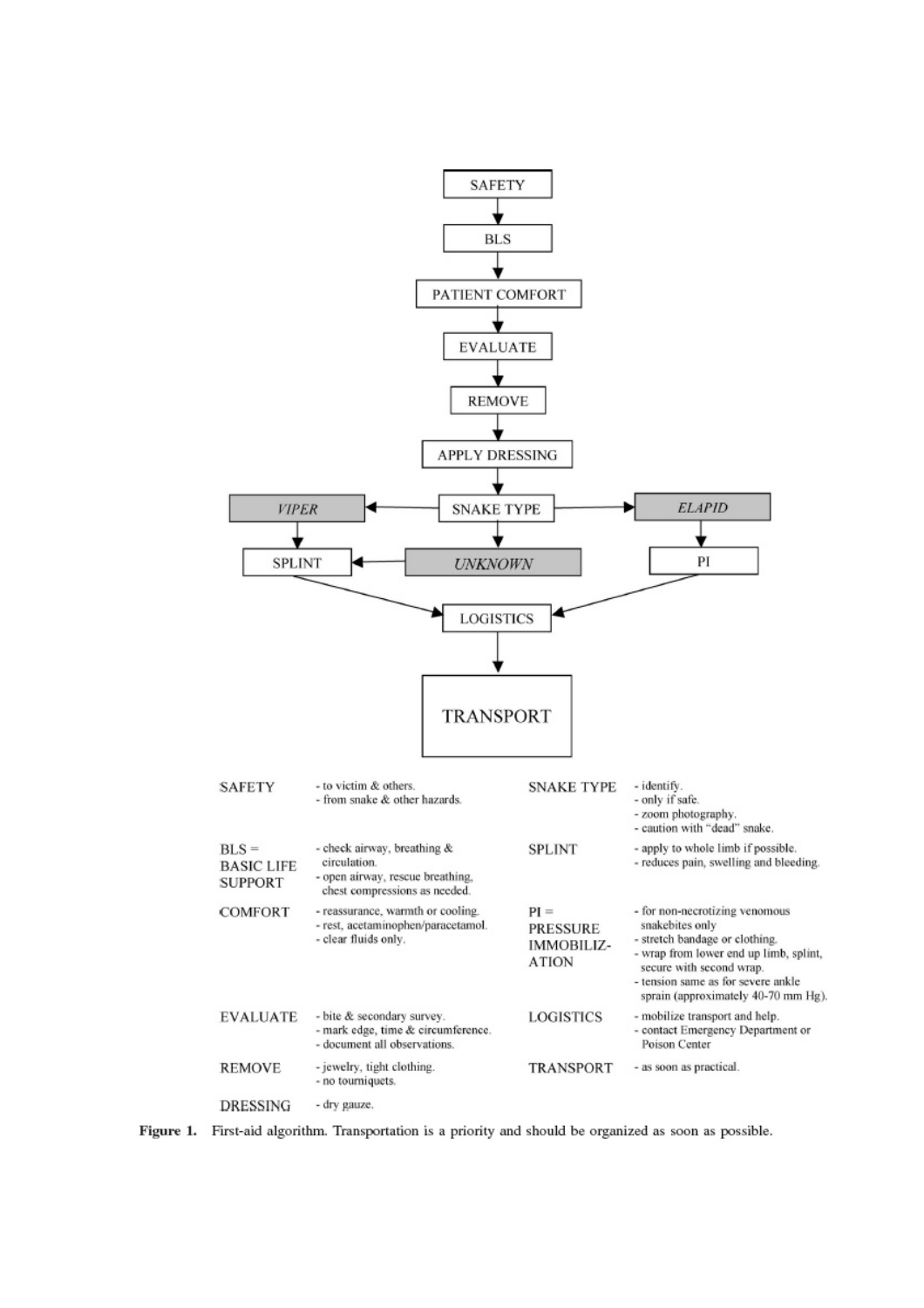SAFETY → BLS → PATIENT COMFORT → EVALUATE → REMOVE → APPLY DRESSING → SNAKE TYPE

SNAKE TYPE → *VIPER* → SPLINT → LOGISTICS

SNAKE TYPE → *UNKNOWN* → SPLINT → LOGISTICS

SNAKE TYPE → *ELAPID* → PI → LOGISTICS

LOGISTICS → TRANSPORT

| | | | |
|---|---|---|---|
| SAFETY | - to victim & others.<br>- from snake & other hazards. | SNAKE TYPE | - identify.<br>- only if safe.<br>- zoom photography.<br>- caution with "dead" snake. |
| BLS = BASIC LIFE SUPPORT | - check airway, breathing & circulation.<br>- open airway, rescue breathing, chest compressions as needed. | SPLINT | - apply to whole limb if possible.<br>- reduces pain, swelling and bleeding. |
| COMFORT | - reassurance, warmth or cooling.<br>- rest, acetaminophen/paracetamol.<br>- clear fluids only. | PI = PRESSURE IMMOBILIZATION | - for non-necrotizing venomous snakebites only<br>- stretch bandage or clothing.<br>- wrap from lower end up limb, splint, secure with second wrap.<br>- tension same as for severe ankle sprain (approximately 40-70 mm Hg). |
| EVALUATE | - bite & secondary survey.<br>- mark edge, time & circumference.<br>- document all observations. | LOGISTICS | - mobilize transport and help.<br>- contact Emergency Department or Poison Center |
| REMOVE | - jewelry, tight clothing.<br>- no tourniquets. | TRANSPORT | - as soon as practical. |
| DRESSING | - dry gauze. | | |

**Figure 1.** First-aid algorithm. Transportation is a priority and should be organized as soon as possible.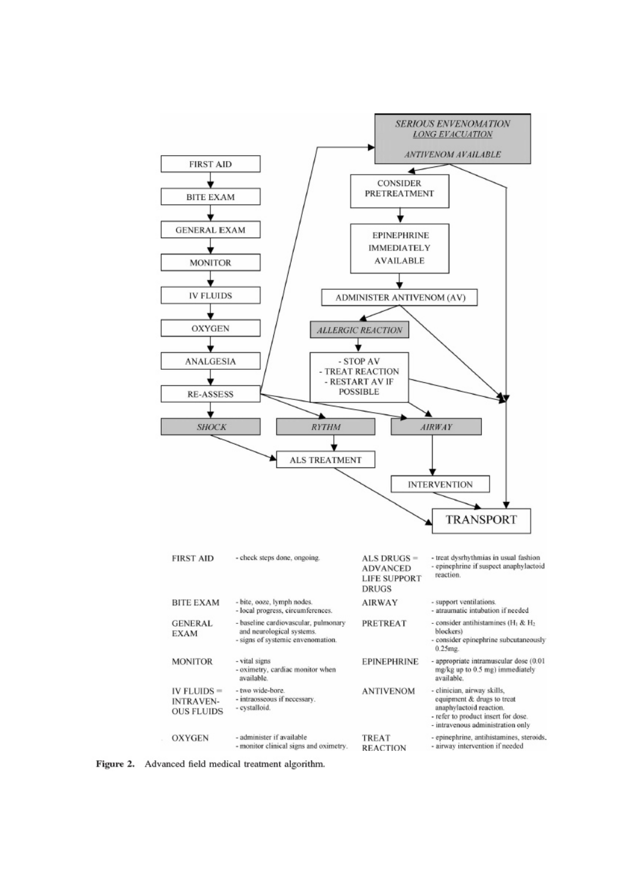FIRST AID → BITE EXAM → GENERAL EXAM → MONITOR → IV FLUIDS → OXYGEN → ANALGESIA → RE-ASSESS

RE-ASSESS → *SHOCK* / *RYTHM* / *AIRWAY* / *SERIOUS ENVENOMATION*

*SHOCK* → ALS TREATMENT → TRANSPORT

*RYTHM* → ALS TREATMENT → TRANSPORT

*AIRWAY* → INTERVENTION → TRANSPORT

*SERIOUS ENVENOMATION* / *LONG EVACUATION* / *ANTIVENOM AVAILABLE* → CONSIDER PRETREATMENT → EPINEPHRINE IMMEDIATELY AVAILABLE → ADMINISTER ANTIVENOM (AV) → TRANSPORT

*SERIOUS ENVENOMATION* / *LONG EVACUATION* / *ANTIVENOM AVAILABLE* → TRANSPORT

ADMINISTER ANTIVENOM (AV) → *ALLERGIC REACTION* → - STOP AV - TREAT REACTION - RESTART AV IF POSSIBLE → TRANSPORT / *AIRWAY*

| Term | Description |
|---|---|
| FIRST AID | - check steps done, ongoing. |
| BITE EXAM | - bite, ooze, lymph nodes.<br>- local progress, circumferences. |
| GENERAL EXAM | - baseline cardiovascular, pulmonary and neurological systems.<br>- signs of systemic envenomation. |
| MONITOR | - vital signs<br>- oximetry, cardiac monitor when available. |
| IV FLUIDS = INTRAVENOUS FLUIDS | - two wide-bore.<br>- intraosseous if necessary.<br>- cystalloid. |
| OXYGEN | - administer if available<br>- monitor clinical signs and oximetry. |
| ALS DRUGS = ADVANCED LIFE SUPPORT DRUGS | - treat dysrhythmias in usual fashion<br>- epinephrine if suspect anaphylactoid reaction. |
| AIRWAY | - support ventilations.<br>- atraumatic intubation if needed |
| PRETREAT | - consider antihistamines ($H_1$ & $H_2$ blockers)<br>- consider epinephrine subcutaneously 0.25mg. |
| EPINEPHRINE | - appropriate intramuscular dose (0.01 mg/kg up to 0.5 mg) immediately available. |
| ANTIVENOM | - clinician, airway skills, equipment & drugs to treat anaphylactoid reaction.<br>- refer to product insert for dose.<br>- intravenous administration only |
| TREAT REACTION | - epinephrine, antihistamines, steroids.<br>- airway intervention if needed |

**Figure 2.** Advanced field medical treatment algorithm.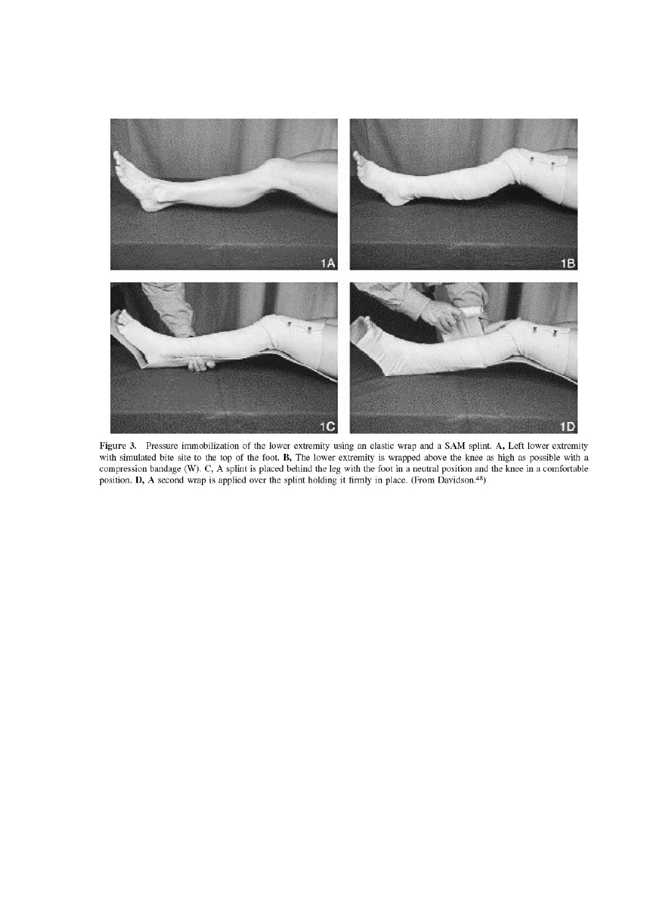1A

1B

1C

1D

**Figure 3.** Pressure immobilization of the lower extremity using an elastic wrap and a SAM splint. **A,** Left lower extremity with simulated bite site to the top of the foot. **B,** The lower extremity is wrapped above the knee as high as possible with a compression bandage (W). **C,** A splint is placed behind the leg with the foot in a neutral position and the knee in a comfortable position. **D,** A second wrap is applied over the splint holding it firmly in place. (From Davidson.[48])